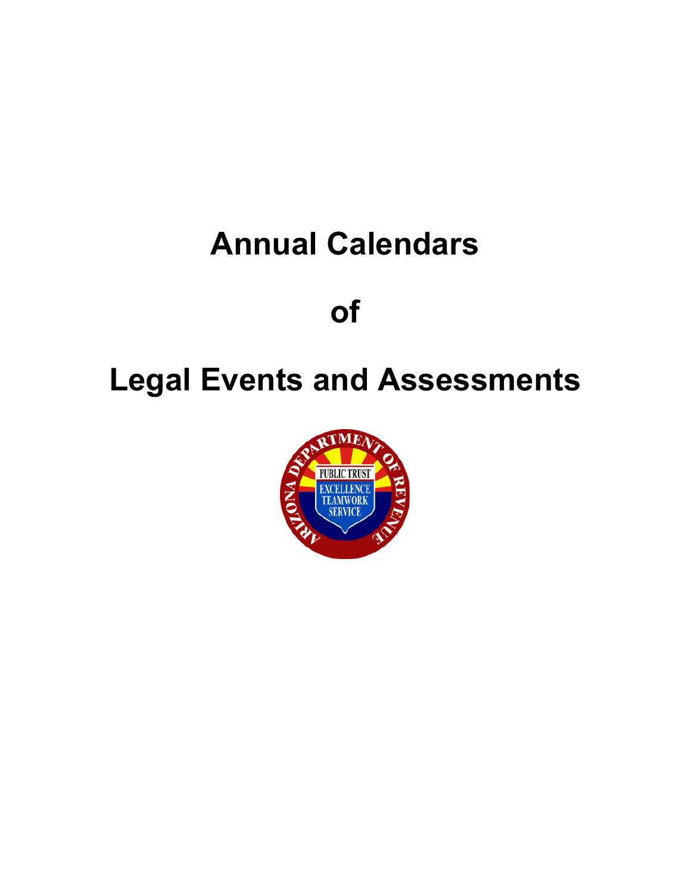# Annual Calendars

# of

# Legal Events and Assessments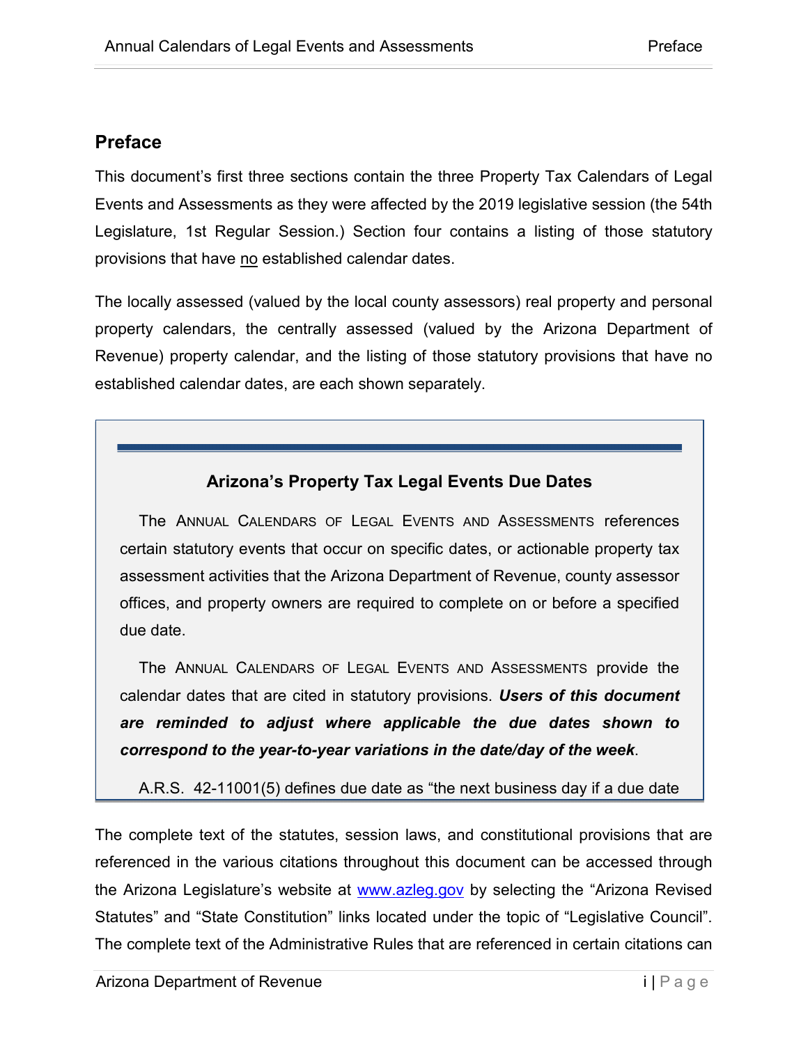## Preface

This document's first three sections contain the three Property Tax Calendars of Legal Events and Assessments as they were affected by the 2019 legislative session (the 54th Legislature, 1st Regular Session.) Section four contains a listing of those statutory provisions that have no established calendar dates.

The locally assessed (valued by the local county assessors) real property and personal property calendars, the centrally assessed (valued by the Arizona Department of Revenue) property calendar, and the listing of those statutory provisions that have no established calendar dates, are each shown separately.

### Arizona's Property Tax Legal Events Due Dates

The ANNUAL CALENDARS OF LEGAL EVENTS AND ASSESSMENTS references certain statutory events that occur on specific dates, or actionable property tax assessment activities that the Arizona Department of Revenue, county assessor offices, and property owners are required to complete on or before a specified due date.

The ANNUAL CALENDARS OF LEGAL EVENTS AND ASSESSMENTS provide the calendar dates that are cited in statutory provisions. ***Users of this document are reminded to adjust where applicable the due dates shown to correspond to the year-to-year variations in the date/day of the week***.

A.R.S. 42-11001(5) defines due date as "the next business day if a due date

The complete text of the statutes, session laws, and constitutional provisions that are referenced in the various citations throughout this document can be accessed through the Arizona Legislature's website at www.azleg.gov by selecting the "Arizona Revised Statutes" and "State Constitution" links located under the topic of "Legislative Council". The complete text of the Administrative Rules that are referenced in certain citations can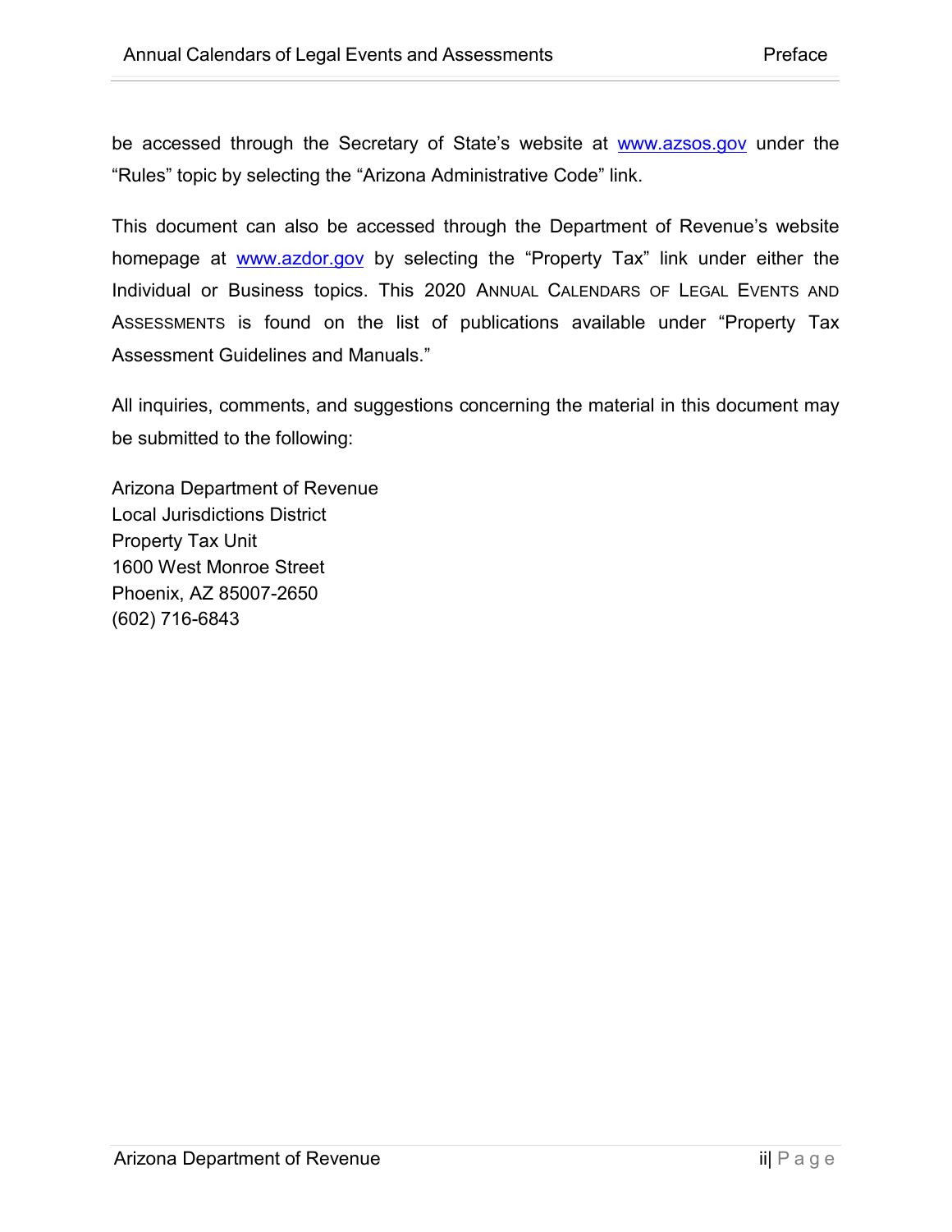be accessed through the Secretary of State's website at www.azsos.gov under the "Rules" topic by selecting the "Arizona Administrative Code" link.

This document can also be accessed through the Department of Revenue's website homepage at www.azdor.gov by selecting the "Property Tax" link under either the Individual or Business topics. This 2020 ANNUAL CALENDARS OF LEGAL EVENTS AND ASSESSMENTS is found on the list of publications available under "Property Tax Assessment Guidelines and Manuals."

All inquiries, comments, and suggestions concerning the material in this document may be submitted to the following:

Arizona Department of Revenue  
Local Jurisdictions District  
Property Tax Unit  
1600 West Monroe Street  
Phoenix, AZ 85007-2650  
(602) 716-6843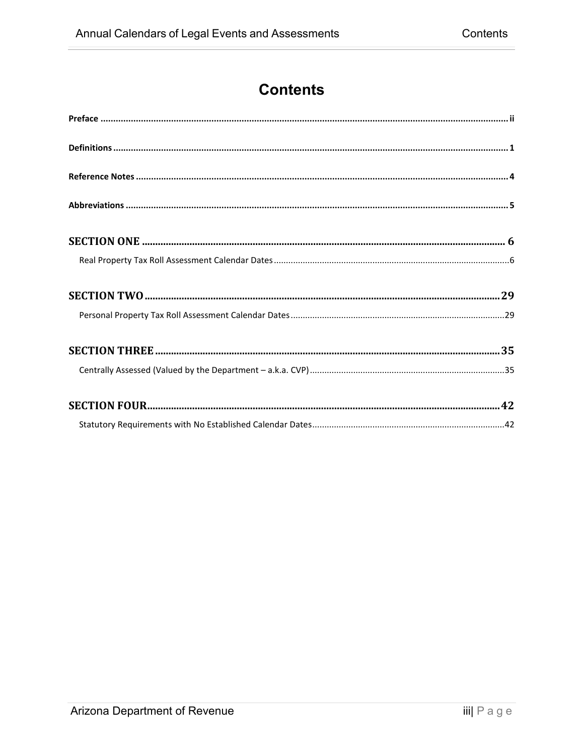# Contents

**Preface** ..... ii

**Definitions** ..... 1

**Reference Notes** ..... 4

**Abbreviations** ..... 5

**SECTION ONE** ..... 6

Real Property Tax Roll Assessment Calendar Dates ..... 6

**SECTION TWO** ..... 29

Personal Property Tax Roll Assessment Calendar Dates ..... 29

**SECTION THREE** ..... 35

Centrally Assessed (Valued by the Department – a.k.a. CVP) ..... 35

**SECTION FOUR** ..... 42

Statutory Requirements with No Established Calendar Dates ..... 42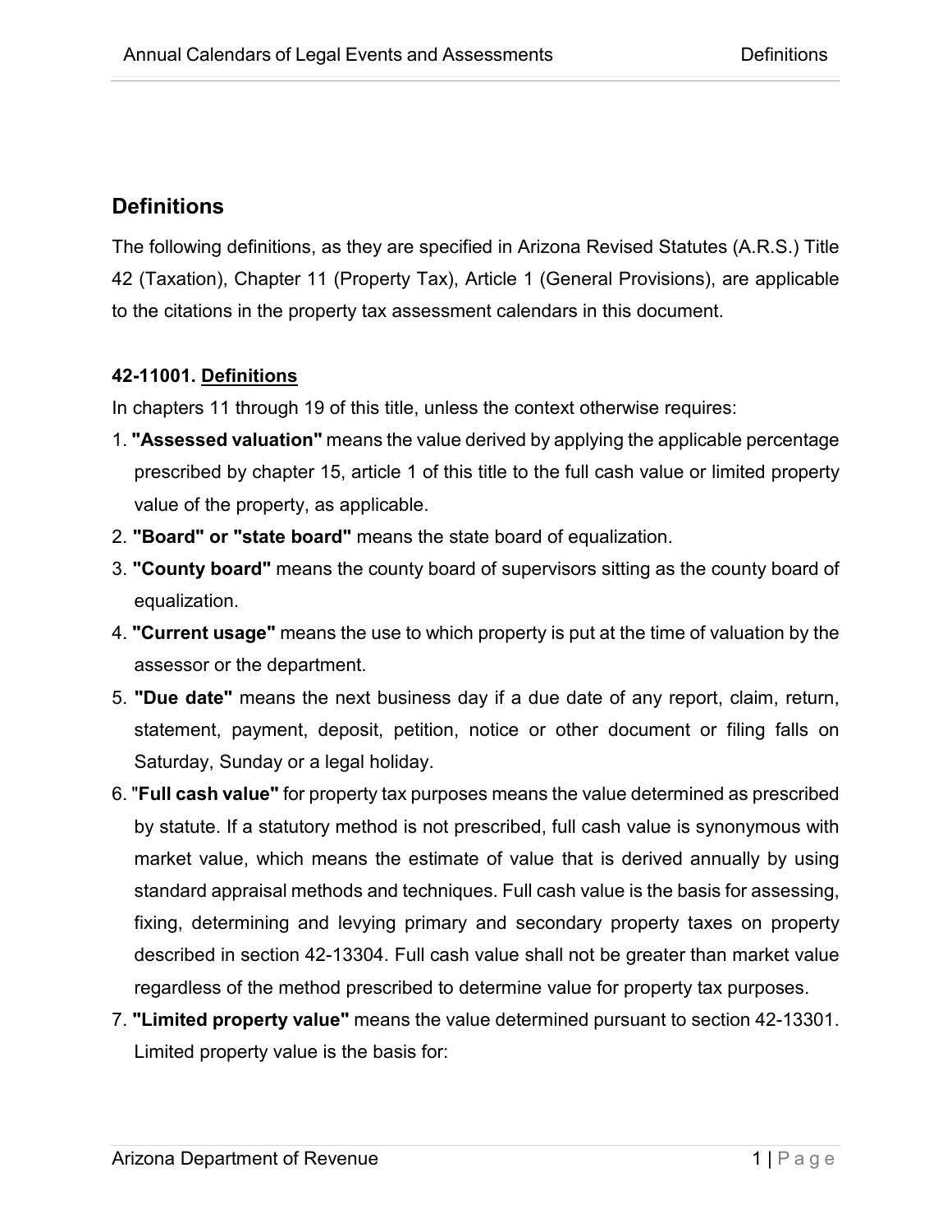## Definitions

The following definitions, as they are specified in Arizona Revised Statutes (A.R.S.) Title 42 (Taxation), Chapter 11 (Property Tax), Article 1 (General Provisions), are applicable to the citations in the property tax assessment calendars in this document.

**42-11001. Definitions**

In chapters 11 through 19 of this title, unless the context otherwise requires:

1. **"Assessed valuation"** means the value derived by applying the applicable percentage prescribed by chapter 15, article 1 of this title to the full cash value or limited property value of the property, as applicable.
2. **"Board" or "state board"** means the state board of equalization.
3. **"County board"** means the county board of supervisors sitting as the county board of equalization.
4. **"Current usage"** means the use to which property is put at the time of valuation by the assessor or the department.
5. **"Due date"** means the next business day if a due date of any report, claim, return, statement, payment, deposit, petition, notice or other document or filing falls on Saturday, Sunday or a legal holiday.
6. "**Full cash value"** for property tax purposes means the value determined as prescribed by statute. If a statutory method is not prescribed, full cash value is synonymous with market value, which means the estimate of value that is derived annually by using standard appraisal methods and techniques. Full cash value is the basis for assessing, fixing, determining and levying primary and secondary property taxes on property described in section 42-13304. Full cash value shall not be greater than market value regardless of the method prescribed to determine value for property tax purposes.
7. **"Limited property value"** means the value determined pursuant to section 42-13301. Limited property value is the basis for: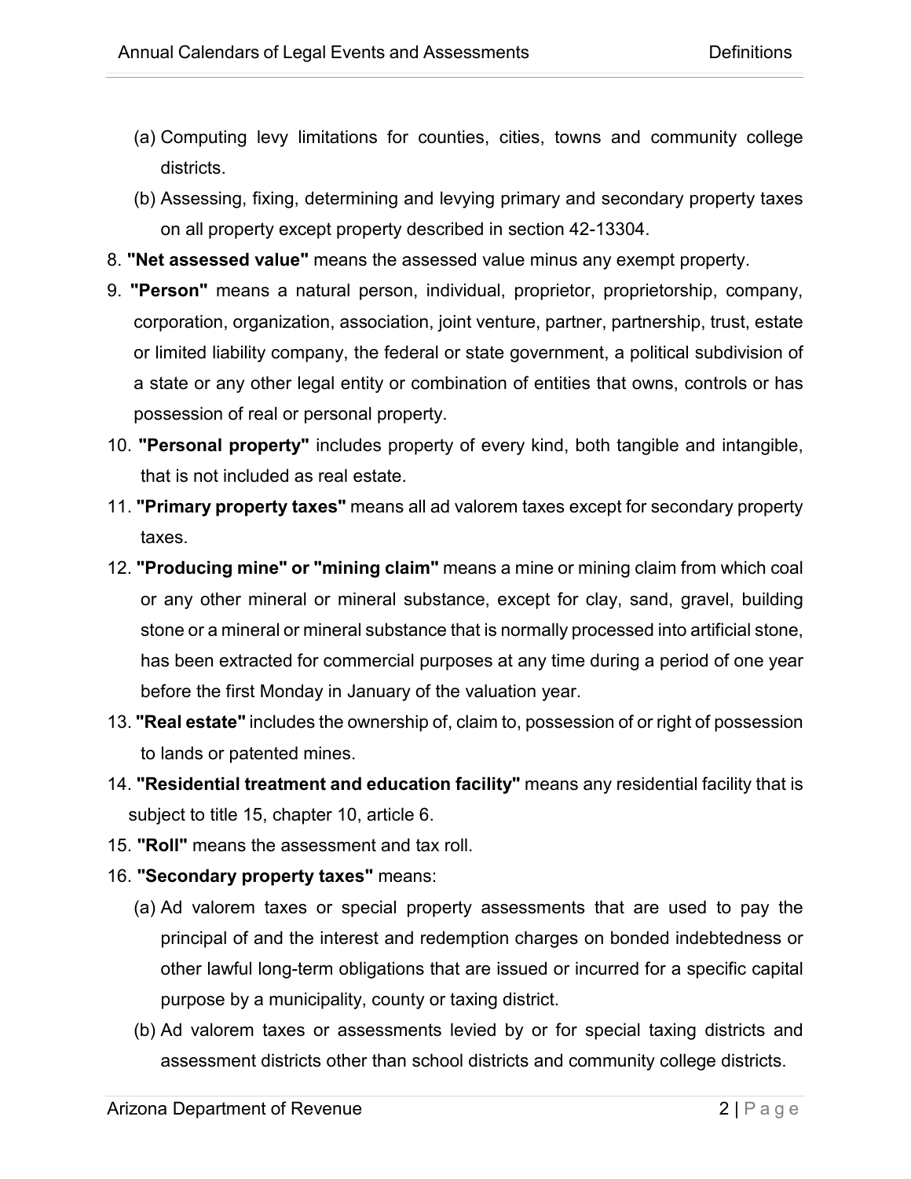(a) Computing levy limitations for counties, cities, towns and community college districts.

   (b) Assessing, fixing, determining and levying primary and secondary property taxes on all property except property described in section 42-13304.

8. **"Net assessed value"** means the assessed value minus any exempt property.
9. **"Person"** means a natural person, individual, proprietor, proprietorship, company, corporation, organization, association, joint venture, partner, partnership, trust, estate or limited liability company, the federal or state government, a political subdivision of a state or any other legal entity or combination of entities that owns, controls or has possession of real or personal property.
10. **"Personal property"** includes property of every kind, both tangible and intangible, that is not included as real estate.
11. **"Primary property taxes"** means all ad valorem taxes except for secondary property taxes.
12. **"Producing mine" or "mining claim"** means a mine or mining claim from which coal or any other mineral or mineral substance, except for clay, sand, gravel, building stone or a mineral or mineral substance that is normally processed into artificial stone, has been extracted for commercial purposes at any time during a period of one year before the first Monday in January of the valuation year.
13. **"Real estate"** includes the ownership of, claim to, possession of or right of possession to lands or patented mines.
14. **"Residential treatment and education facility"** means any residential facility that is subject to title 15, chapter 10, article 6.
15. **"Roll"** means the assessment and tax roll.
16. **"Secondary property taxes"** means:

   (a) Ad valorem taxes or special property assessments that are used to pay the principal of and the interest and redemption charges on bonded indebtedness or other lawful long-term obligations that are issued or incurred for a specific capital purpose by a municipality, county or taxing district.

   (b) Ad valorem taxes or assessments levied by or for special taxing districts and assessment districts other than school districts and community college districts.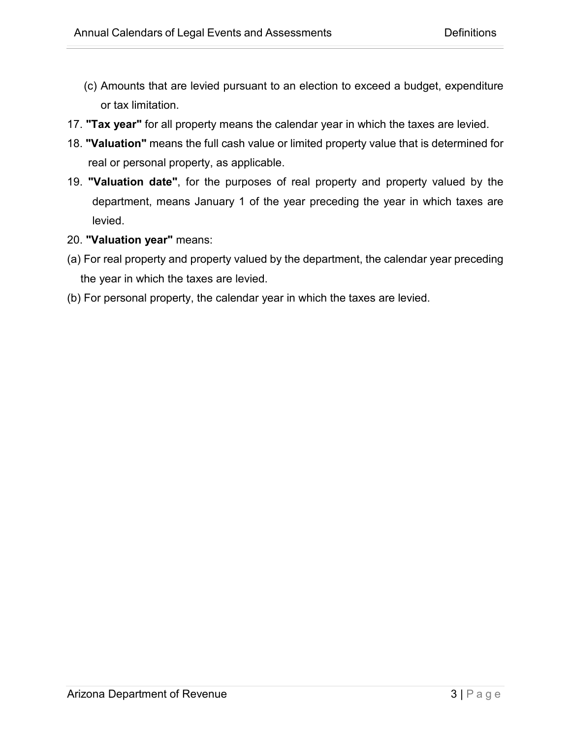(c) Amounts that are levied pursuant to an election to exceed a budget, expenditure or tax limitation.

17. **"Tax year"** for all property means the calendar year in which the taxes are levied.
18. **"Valuation"** means the full cash value or limited property value that is determined for real or personal property, as applicable.
19. **"Valuation date"**, for the purposes of real property and property valued by the department, means January 1 of the year preceding the year in which taxes are levied.
20. **"Valuation year"** means:

(a) For real property and property valued by the department, the calendar year preceding the year in which the taxes are levied.

(b) For personal property, the calendar year in which the taxes are levied.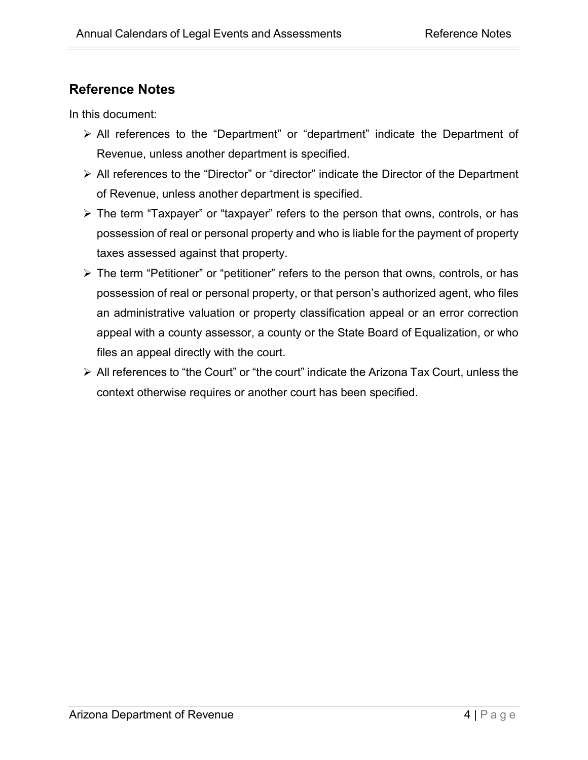## Reference Notes

In this document:

- All references to the "Department" or "department" indicate the Department of Revenue, unless another department is specified.
- All references to the "Director" or "director" indicate the Director of the Department of Revenue, unless another department is specified.
- The term "Taxpayer" or "taxpayer" refers to the person that owns, controls, or has possession of real or personal property and who is liable for the payment of property taxes assessed against that property.
- The term "Petitioner" or "petitioner" refers to the person that owns, controls, or has possession of real or personal property, or that person's authorized agent, who files an administrative valuation or property classification appeal or an error correction appeal with a county assessor, a county or the State Board of Equalization, or who files an appeal directly with the court.
- All references to "the Court" or "the court" indicate the Arizona Tax Court, unless the context otherwise requires or another court has been specified.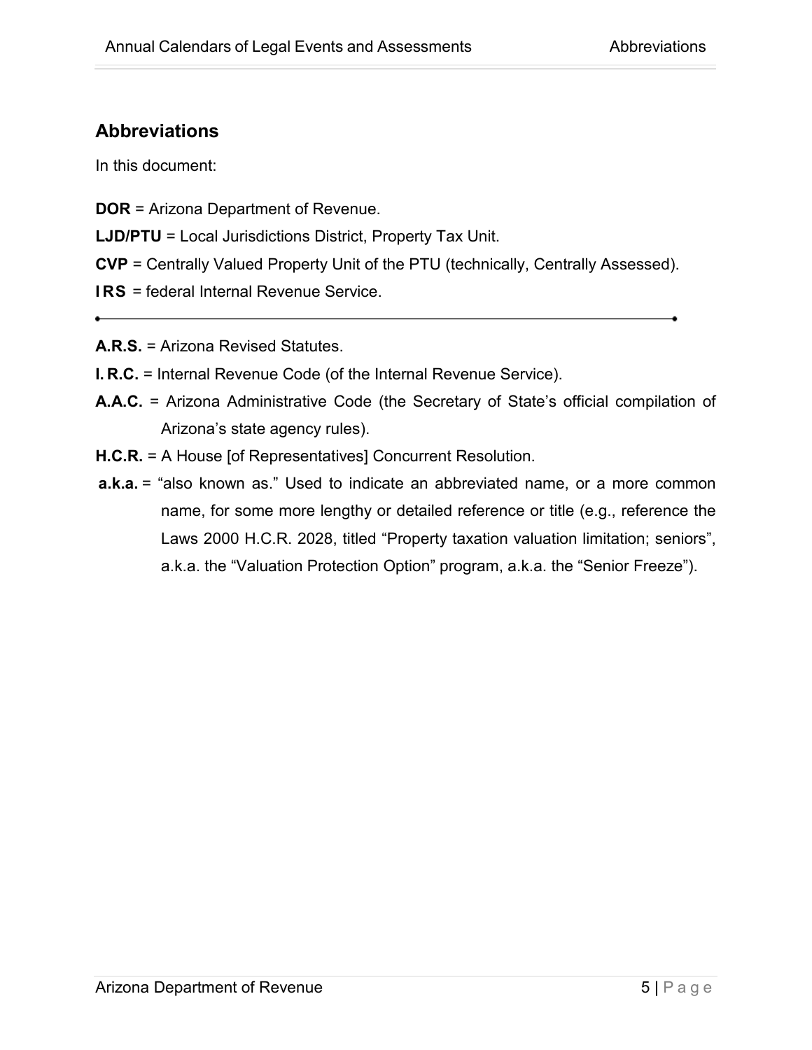## Abbreviations

In this document:

**DOR** = Arizona Department of Revenue.

**LJD/PTU** = Local Jurisdictions District, Property Tax Unit.

**CVP** = Centrally Valued Property Unit of the PTU (technically, Centrally Assessed).

**IRS** = federal Internal Revenue Service.

---

**A.R.S.** = Arizona Revised Statutes.

**I. R.C.** = Internal Revenue Code (of the Internal Revenue Service).

**A.A.C.** = Arizona Administrative Code (the Secretary of State's official compilation of Arizona's state agency rules).

**H.C.R.** = A House [of Representatives] Concurrent Resolution.

**a.k.a.** = "also known as." Used to indicate an abbreviated name, or a more common name, for some more lengthy or detailed reference or title (e.g., reference the Laws 2000 H.C.R. 2028, titled "Property taxation valuation limitation; seniors", a.k.a. the "Valuation Protection Option" program, a.k.a. the "Senior Freeze").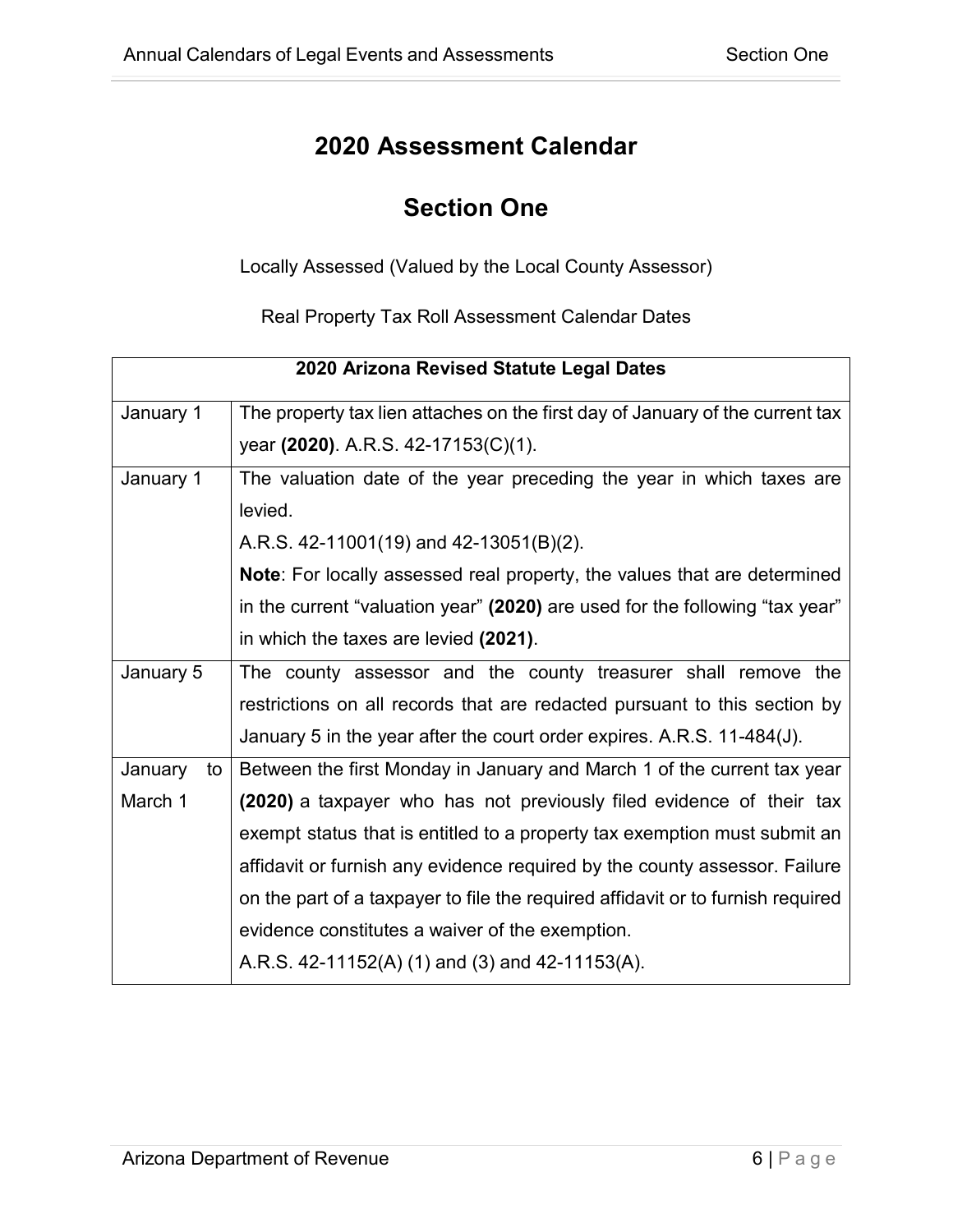# 2020 Assessment Calendar

# Section One

Locally Assessed (Valued by the Local County Assessor)

Real Property Tax Roll Assessment Calendar Dates

| 2020 Arizona Revised Statute Legal Dates | |
|---|---|
| January 1 | The property tax lien attaches on the first day of January of the current tax year **(2020)**. A.R.S. 42-17153(C)(1). |
| January 1 | The valuation date of the year preceding the year in which taxes are levied.<br>A.R.S. 42-11001(19) and 42-13051(B)(2).<br>**Note**: For locally assessed real property, the values that are determined in the current "valuation year" **(2020)** are used for the following "tax year" in which the taxes are levied **(2021)**. |
| January 5 | The county assessor and the county treasurer shall remove the restrictions on all records that are redacted pursuant to this section by January 5 in the year after the court order expires. A.R.S. 11-484(J). |
| January to March 1 | Between the first Monday in January and March 1 of the current tax year **(2020)** a taxpayer who has not previously filed evidence of their tax exempt status that is entitled to a property tax exemption must submit an affidavit or furnish any evidence required by the county assessor. Failure on the part of a taxpayer to file the required affidavit or to furnish required evidence constitutes a waiver of the exemption.<br>A.R.S. 42-11152(A) (1) and (3) and 42-11153(A). |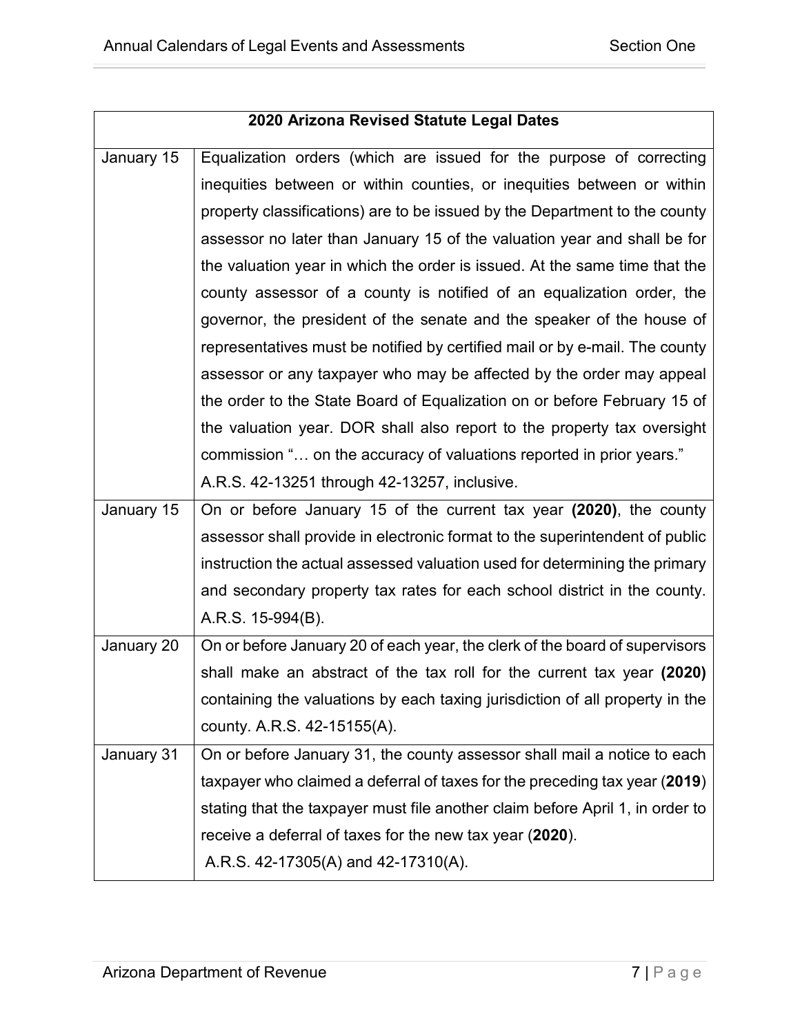| 2020 Arizona Revised Statute Legal Dates | |
|---|---|
| January 15 | Equalization orders (which are issued for the purpose of correcting inequities between or within counties, or inequities between or within property classifications) are to be issued by the Department to the county assessor no later than January 15 of the valuation year and shall be for the valuation year in which the order is issued. At the same time that the county assessor of a county is notified of an equalization order, the governor, the president of the senate and the speaker of the house of representatives must be notified by certified mail or by e-mail. The county assessor or any taxpayer who may be affected by the order may appeal the order to the State Board of Equalization on or before February 15 of the valuation year. DOR shall also report to the property tax oversight commission "… on the accuracy of valuations reported in prior years." A.R.S. 42-13251 through 42-13257, inclusive. |
| January 15 | On or before January 15 of the current tax year **(2020)**, the county assessor shall provide in electronic format to the superintendent of public instruction the actual assessed valuation used for determining the primary and secondary property tax rates for each school district in the county. A.R.S. 15-994(B). |
| January 20 | On or before January 20 of each year, the clerk of the board of supervisors shall make an abstract of the tax roll for the current tax year **(2020)** containing the valuations by each taxing jurisdiction of all property in the county. A.R.S. 42-15155(A). |
| January 31 | On or before January 31, the county assessor shall mail a notice to each taxpayer who claimed a deferral of taxes for the preceding tax year (**2019**) stating that the taxpayer must file another claim before April 1, in order to receive a deferral of taxes for the new tax year (**2020**). A.R.S. 42-17305(A) and 42-17310(A). |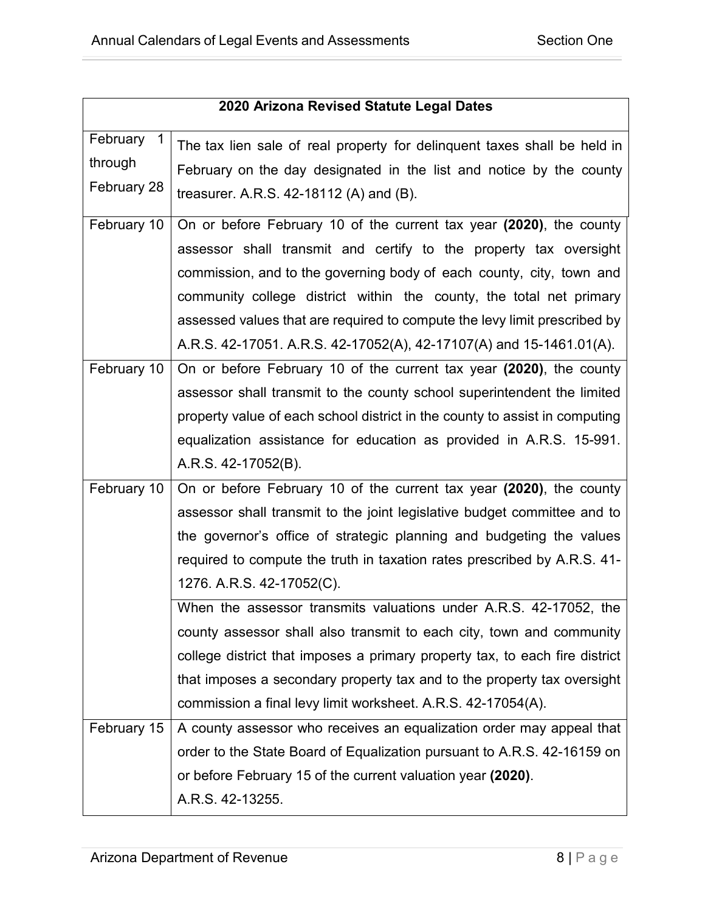| 2020 Arizona Revised Statute Legal Dates | |
|---|---|
| February 1 through February 28 | The tax lien sale of real property for delinquent taxes shall be held in February on the day designated in the list and notice by the county treasurer. A.R.S. 42-18112 (A) and (B). |
| February 10 | On or before February 10 of the current tax year **(2020)**, the county assessor shall transmit and certify to the property tax oversight commission, and to the governing body of each county, city, town and community college district within the county, the total net primary assessed values that are required to compute the levy limit prescribed by A.R.S. 42-17051. A.R.S. 42-17052(A), 42-17107(A) and 15-1461.01(A). |
| February 10 | On or before February 10 of the current tax year **(2020)**, the county assessor shall transmit to the county school superintendent the limited property value of each school district in the county to assist in computing equalization assistance for education as provided in A.R.S. 15-991. A.R.S. 42-17052(B). |
| February 10 | On or before February 10 of the current tax year **(2020)**, the county assessor shall transmit to the joint legislative budget committee and to the governor's office of strategic planning and budgeting the values required to compute the truth in taxation rates prescribed by A.R.S. 41-1276. A.R.S. 42-17052(C). |
| | When the assessor transmits valuations under A.R.S. 42-17052, the county assessor shall also transmit to each city, town and community college district that imposes a primary property tax, to each fire district that imposes a secondary property tax and to the property tax oversight commission a final levy limit worksheet. A.R.S. 42-17054(A). |
| February 15 | A county assessor who receives an equalization order may appeal that order to the State Board of Equalization pursuant to A.R.S. 42-16159 on or before February 15 of the current valuation year **(2020)**. A.R.S. 42-13255. |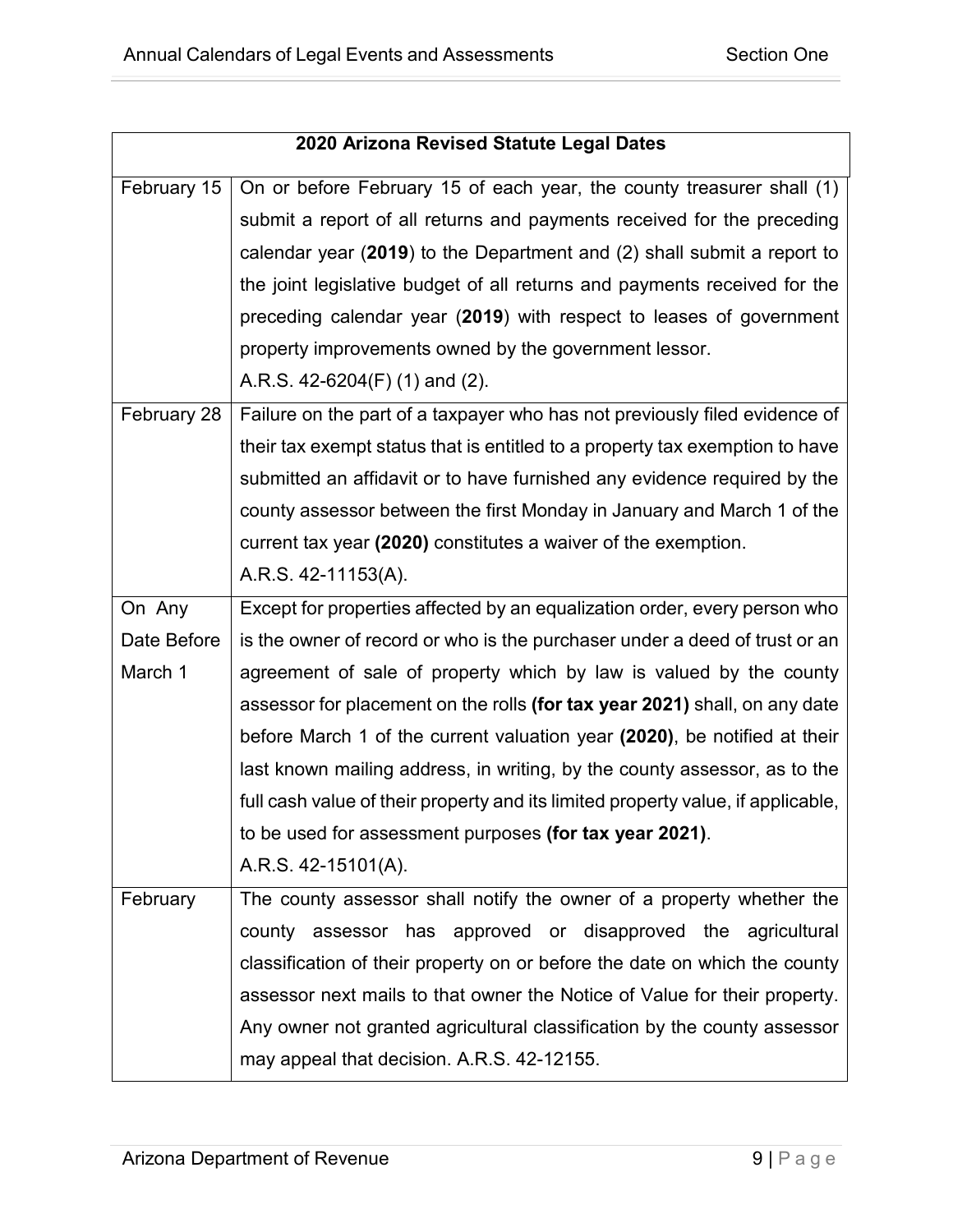| 2020 Arizona Revised Statute Legal Dates | |
|---|---|
| February 15 | On or before February 15 of each year, the county treasurer shall (1) submit a report of all returns and payments received for the preceding calendar year (**2019**) to the Department and (2) shall submit a report to the joint legislative budget of all returns and payments received for the preceding calendar year (**2019**) with respect to leases of government property improvements owned by the government lessor. A.R.S. 42-6204(F) (1) and (2). |
| February 28 | Failure on the part of a taxpayer who has not previously filed evidence of their tax exempt status that is entitled to a property tax exemption to have submitted an affidavit or to have furnished any evidence required by the county assessor between the first Monday in January and March 1 of the current tax year **(2020)** constitutes a waiver of the exemption. A.R.S. 42-11153(A). |
| On Any Date Before March 1 | Except for properties affected by an equalization order, every person who is the owner of record or who is the purchaser under a deed of trust or an agreement of sale of property which by law is valued by the county assessor for placement on the rolls **(for tax year 2021)** shall, on any date before March 1 of the current valuation year **(2020)**, be notified at their last known mailing address, in writing, by the county assessor, as to the full cash value of their property and its limited property value, if applicable, to be used for assessment purposes **(for tax year 2021)**. A.R.S. 42-15101(A). |
| February | The county assessor shall notify the owner of a property whether the county assessor has approved or disapproved the agricultural classification of their property on or before the date on which the county assessor next mails to that owner the Notice of Value for their property. Any owner not granted agricultural classification by the county assessor may appeal that decision. A.R.S. 42-12155. |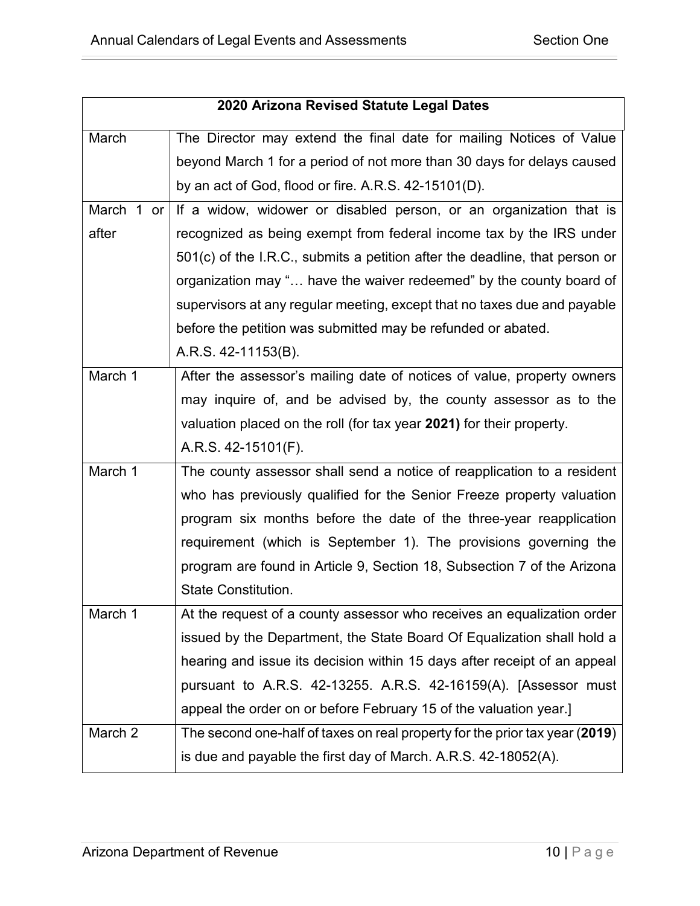| 2020 Arizona Revised Statute Legal Dates | |
|---|---|
| March | The Director may extend the final date for mailing Notices of Value beyond March 1 for a period of not more than 30 days for delays caused by an act of God, flood or fire. A.R.S. 42-15101(D). |
| March 1 or after | If a widow, widower or disabled person, or an organization that is recognized as being exempt from federal income tax by the IRS under 501(c) of the I.R.C., submits a petition after the deadline, that person or organization may "… have the waiver redeemed" by the county board of supervisors at any regular meeting, except that no taxes due and payable before the petition was submitted may be refunded or abated. A.R.S. 42-11153(B). |
| March 1 | After the assessor's mailing date of notices of value, property owners may inquire of, and be advised by, the county assessor as to the valuation placed on the roll (for tax year **2021)** for their property. A.R.S. 42-15101(F). |
| March 1 | The county assessor shall send a notice of reapplication to a resident who has previously qualified for the Senior Freeze property valuation program six months before the date of the three-year reapplication requirement (which is September 1). The provisions governing the program are found in Article 9, Section 18, Subsection 7 of the Arizona State Constitution. |
| March 1 | At the request of a county assessor who receives an equalization order issued by the Department, the State Board Of Equalization shall hold a hearing and issue its decision within 15 days after receipt of an appeal pursuant to A.R.S. 42-13255. A.R.S. 42-16159(A). [Assessor must appeal the order on or before February 15 of the valuation year.] |
| March 2 | The second one-half of taxes on real property for the prior tax year (**2019**) is due and payable the first day of March. A.R.S. 42-18052(A). |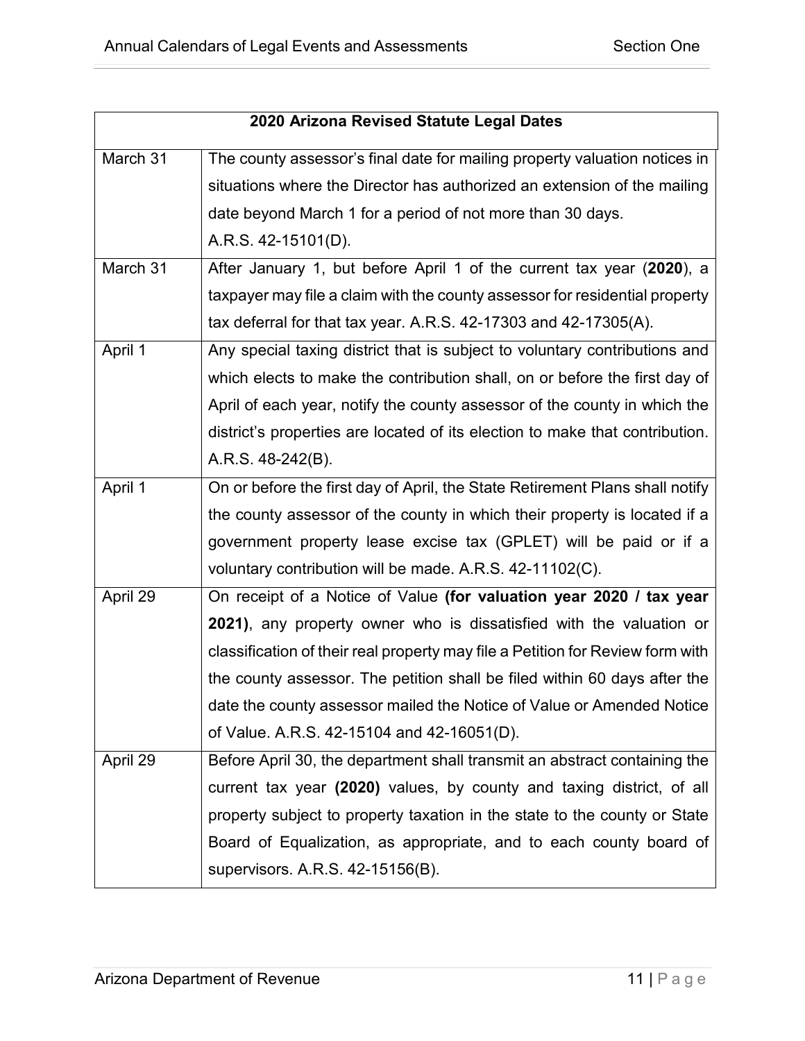| 2020 Arizona Revised Statute Legal Dates | |
|---|---|
| March 31 | The county assessor's final date for mailing property valuation notices in situations where the Director has authorized an extension of the mailing date beyond March 1 for a period of not more than 30 days. A.R.S. 42-15101(D). |
| March 31 | After January 1, but before April 1 of the current tax year (**2020**), a taxpayer may file a claim with the county assessor for residential property tax deferral for that tax year. A.R.S. 42-17303 and 42-17305(A). |
| April 1 | Any special taxing district that is subject to voluntary contributions and which elects to make the contribution shall, on or before the first day of April of each year, notify the county assessor of the county in which the district's properties are located of its election to make that contribution. A.R.S. 48-242(B). |
| April 1 | On or before the first day of April, the State Retirement Plans shall notify the county assessor of the county in which their property is located if a government property lease excise tax (GPLET) will be paid or if a voluntary contribution will be made. A.R.S. 42-11102(C). |
| April 29 | On receipt of a Notice of Value **(for valuation year 2020 / tax year 2021)**, any property owner who is dissatisfied with the valuation or classification of their real property may file a Petition for Review form with the county assessor. The petition shall be filed within 60 days after the date the county assessor mailed the Notice of Value or Amended Notice of Value. A.R.S. 42-15104 and 42-16051(D). |
| April 29 | Before April 30, the department shall transmit an abstract containing the current tax year **(2020)** values, by county and taxing district, of all property subject to property taxation in the state to the county or State Board of Equalization, as appropriate, and to each county board of supervisors. A.R.S. 42-15156(B). |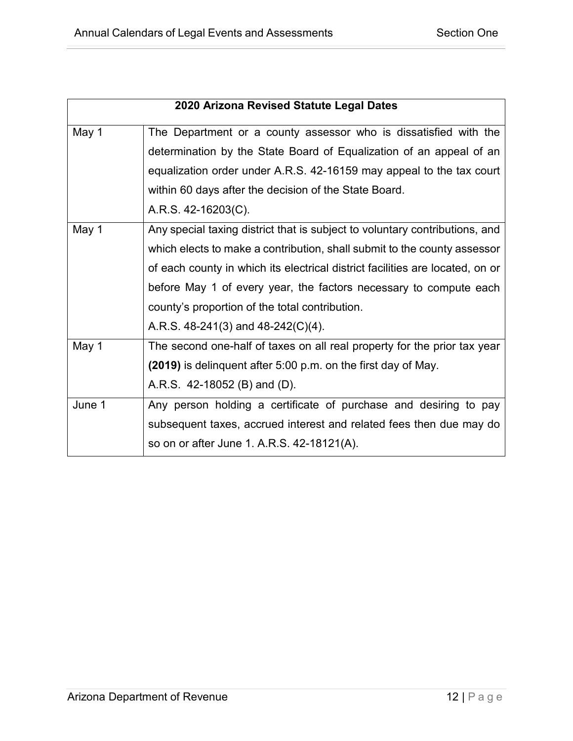| 2020 Arizona Revised Statute Legal Dates | |
|---|---|
| May 1 | The Department or a county assessor who is dissatisfied with the determination by the State Board of Equalization of an appeal of an equalization order under A.R.S. 42-16159 may appeal to the tax court within 60 days after the decision of the State Board.<br>A.R.S. 42-16203(C). |
| May 1 | Any special taxing district that is subject to voluntary contributions, and which elects to make a contribution, shall submit to the county assessor of each county in which its electrical district facilities are located, on or before May 1 of every year, the factors necessary to compute each county's proportion of the total contribution.<br>A.R.S. 48-241(3) and 48-242(C)(4). |
| May 1 | The second one-half of taxes on all real property for the prior tax year **(2019)** is delinquent after 5:00 p.m. on the first day of May.<br>A.R.S. 42-18052 (B) and (D). |
| June 1 | Any person holding a certificate of purchase and desiring to pay subsequent taxes, accrued interest and related fees then due may do so on or after June 1. A.R.S. 42-18121(A). |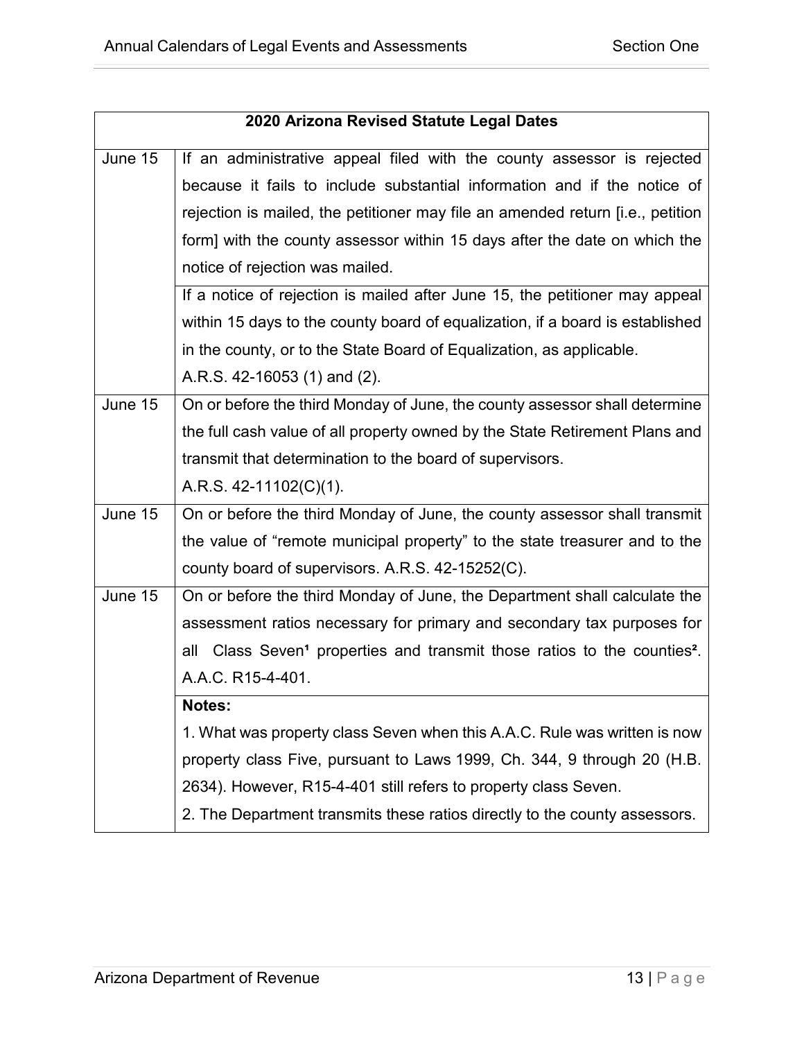| 2020 Arizona Revised Statute Legal Dates | |
|---|---|
| June 15 | If an administrative appeal filed with the county assessor is rejected because it fails to include substantial information and if the notice of rejection is mailed, the petitioner may file an amended return [i.e., petition form] with the county assessor within 15 days after the date on which the notice of rejection was mailed. |
| | If a notice of rejection is mailed after June 15, the petitioner may appeal within 15 days to the county board of equalization, if a board is established in the county, or to the State Board of Equalization, as applicable. A.R.S. 42-16053 (1) and (2). |
| June 15 | On or before the third Monday of June, the county assessor shall determine the full cash value of all property owned by the State Retirement Plans and transmit that determination to the board of supervisors. A.R.S. 42-11102(C)(1). |
| June 15 | On or before the third Monday of June, the county assessor shall transmit the value of "remote municipal property" to the state treasurer and to the county board of supervisors. A.R.S. 42-15252(C). |
| June 15 | On or before the third Monday of June, the Department shall calculate the assessment ratios necessary for primary and secondary tax purposes for all Class Seven[1] properties and transmit those ratios to the counties[2]. A.A.C. R15-4-401. |
| | **Notes:** 1. What was property class Seven when this A.A.C. Rule was written is now property class Five, pursuant to Laws 1999, Ch. 344, 9 through 20 (H.B. 2634). However, R15-4-401 still refers to property class Seven. 2. The Department transmits these ratios directly to the county assessors. |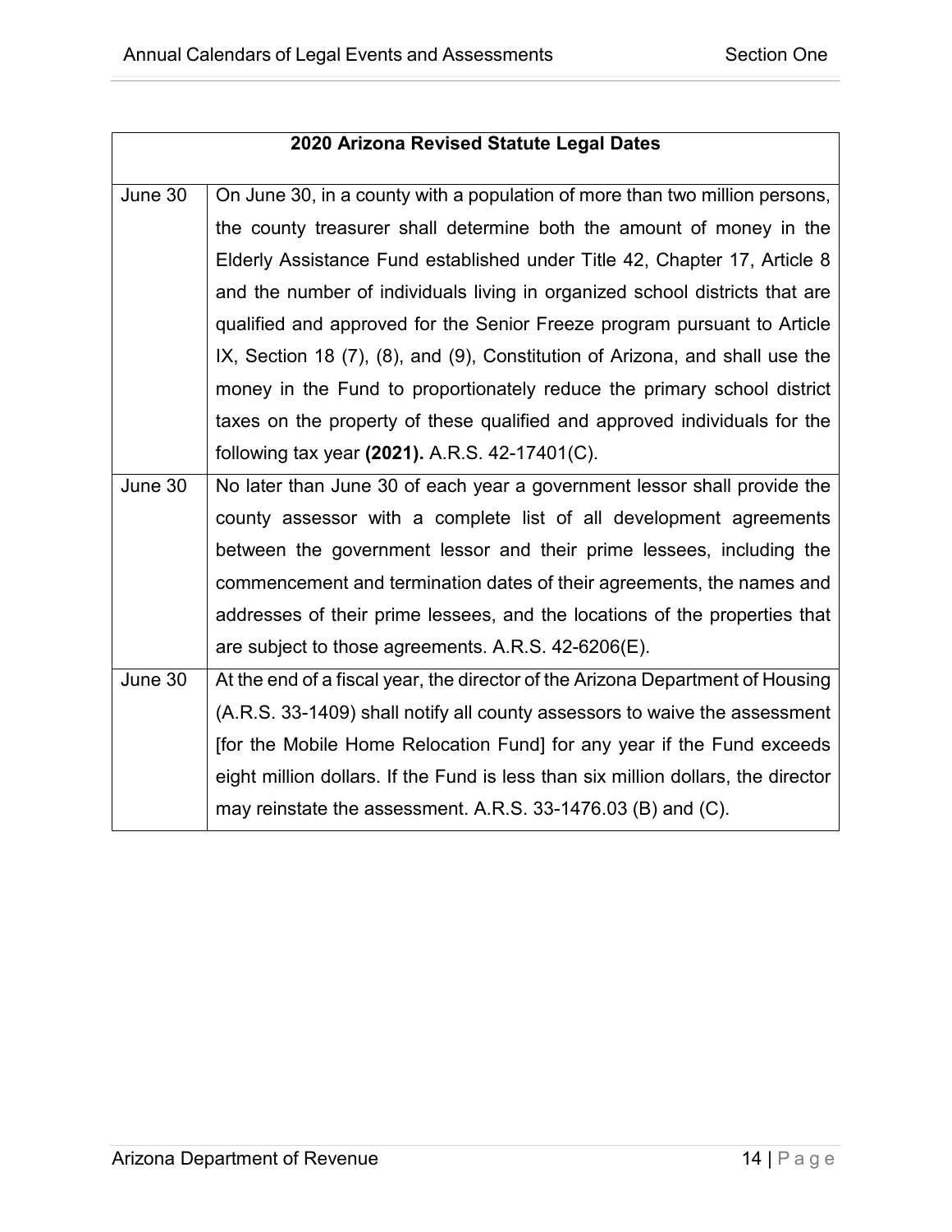| 2020 Arizona Revised Statute Legal Dates | |
|---|---|
| June 30 | On June 30, in a county with a population of more than two million persons, the county treasurer shall determine both the amount of money in the Elderly Assistance Fund established under Title 42, Chapter 17, Article 8 and the number of individuals living in organized school districts that are qualified and approved for the Senior Freeze program pursuant to Article IX, Section 18 (7), (8), and (9), Constitution of Arizona, and shall use the money in the Fund to proportionately reduce the primary school district taxes on the property of these qualified and approved individuals for the following tax year **(2021).** A.R.S. 42-17401(C). |
| June 30 | No later than June 30 of each year a government lessor shall provide the county assessor with a complete list of all development agreements between the government lessor and their prime lessees, including the commencement and termination dates of their agreements, the names and addresses of their prime lessees, and the locations of the properties that are subject to those agreements. A.R.S. 42-6206(E). |
| June 30 | At the end of a fiscal year, the director of the Arizona Department of Housing (A.R.S. 33-1409) shall notify all county assessors to waive the assessment [for the Mobile Home Relocation Fund] for any year if the Fund exceeds eight million dollars. If the Fund is less than six million dollars, the director may reinstate the assessment. A.R.S. 33-1476.03 (B) and (C). |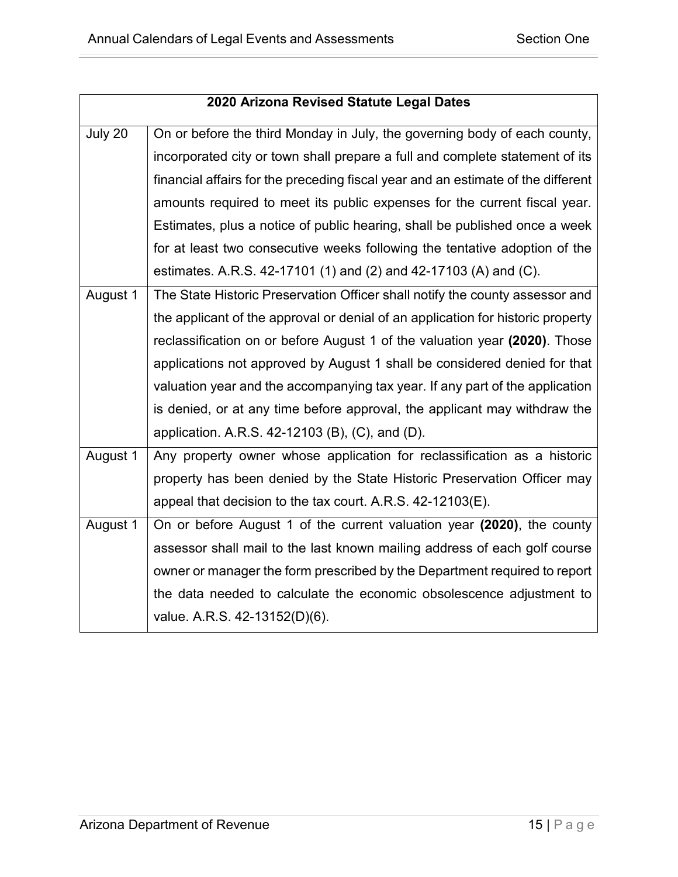| 2020 Arizona Revised Statute Legal Dates | |
|---|---|
| July 20 | On or before the third Monday in July, the governing body of each county, incorporated city or town shall prepare a full and complete statement of its financial affairs for the preceding fiscal year and an estimate of the different amounts required to meet its public expenses for the current fiscal year. Estimates, plus a notice of public hearing, shall be published once a week for at least two consecutive weeks following the tentative adoption of the estimates. A.R.S. 42-17101 (1) and (2) and 42-17103 (A) and (C). |
| August 1 | The State Historic Preservation Officer shall notify the county assessor and the applicant of the approval or denial of an application for historic property reclassification on or before August 1 of the valuation year **(2020)**. Those applications not approved by August 1 shall be considered denied for that valuation year and the accompanying tax year. If any part of the application is denied, or at any time before approval, the applicant may withdraw the application. A.R.S. 42-12103 (B), (C), and (D). |
| August 1 | Any property owner whose application for reclassification as a historic property has been denied by the State Historic Preservation Officer may appeal that decision to the tax court. A.R.S. 42-12103(E). |
| August 1 | On or before August 1 of the current valuation year **(2020)**, the county assessor shall mail to the last known mailing address of each golf course owner or manager the form prescribed by the Department required to report the data needed to calculate the economic obsolescence adjustment to value. A.R.S. 42-13152(D)(6). |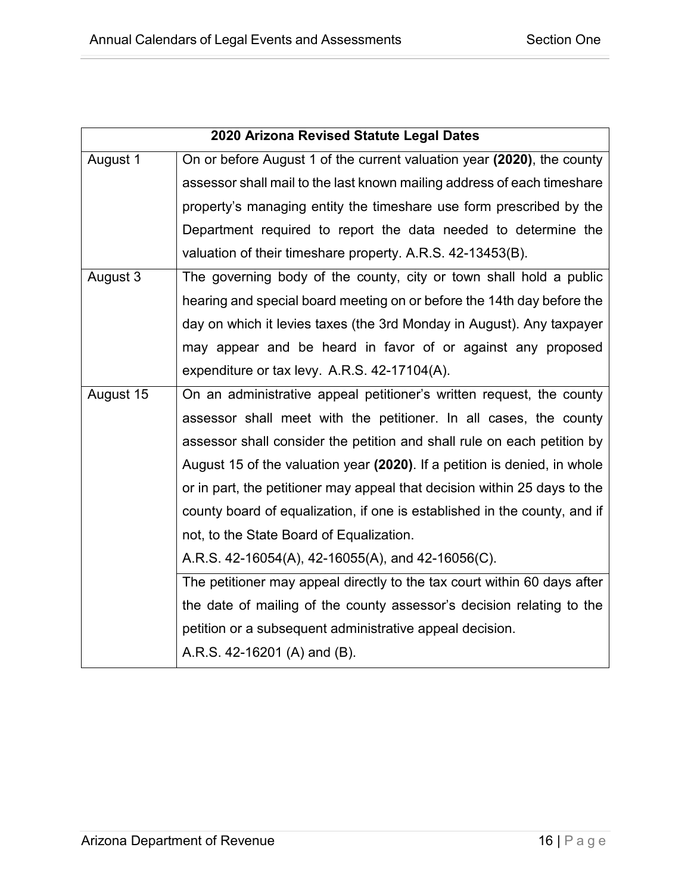| 2020 Arizona Revised Statute Legal Dates | |
|---|---|
| August 1 | On or before August 1 of the current valuation year **(2020)**, the county assessor shall mail to the last known mailing address of each timeshare property's managing entity the timeshare use form prescribed by the Department required to report the data needed to determine the valuation of their timeshare property. A.R.S. 42-13453(B). |
| August 3 | The governing body of the county, city or town shall hold a public hearing and special board meeting on or before the 14th day before the day on which it levies taxes (the 3rd Monday in August). Any taxpayer may appear and be heard in favor of or against any proposed expenditure or tax levy. A.R.S. 42-17104(A). |
| August 15 | On an administrative appeal petitioner's written request, the county assessor shall meet with the petitioner. In all cases, the county assessor shall consider the petition and shall rule on each petition by August 15 of the valuation year **(2020)**. If a petition is denied, in whole or in part, the petitioner may appeal that decision within 25 days to the county board of equalization, if one is established in the county, and if not, to the State Board of Equalization. A.R.S. 42-16054(A), 42-16055(A), and 42-16056(C). |
| | The petitioner may appeal directly to the tax court within 60 days after the date of mailing of the county assessor's decision relating to the petition or a subsequent administrative appeal decision. A.R.S. 42-16201 (A) and (B). |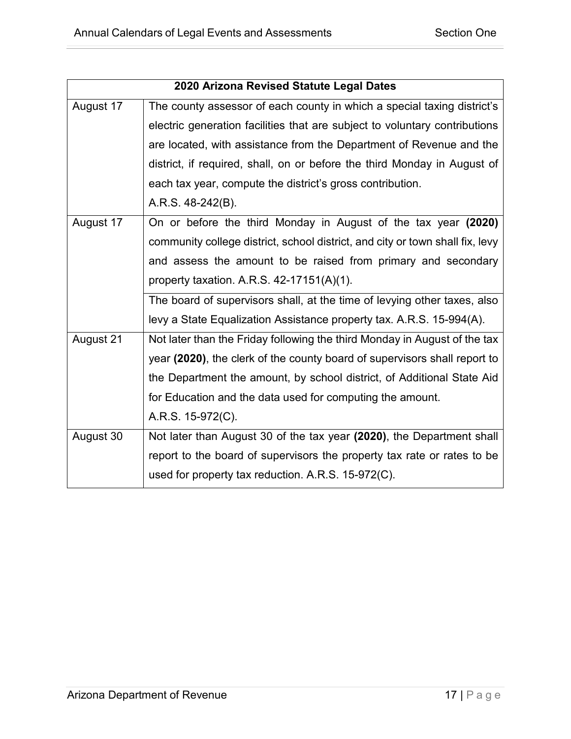| 2020 Arizona Revised Statute Legal Dates | |
|---|---|
| August 17 | The county assessor of each county in which a special taxing district's electric generation facilities that are subject to voluntary contributions are located, with assistance from the Department of Revenue and the district, if required, shall, on or before the third Monday in August of each tax year, compute the district's gross contribution. A.R.S. 48-242(B). |
| August 17 | On or before the third Monday in August of the tax year **(2020)** community college district, school district, and city or town shall fix, levy and assess the amount to be raised from primary and secondary property taxation. A.R.S. 42-17151(A)(1). |
| | The board of supervisors shall, at the time of levying other taxes, also levy a State Equalization Assistance property tax. A.R.S. 15-994(A). |
| August 21 | Not later than the Friday following the third Monday in August of the tax year **(2020)**, the clerk of the county board of supervisors shall report to the Department the amount, by school district, of Additional State Aid for Education and the data used for computing the amount. A.R.S. 15-972(C). |
| August 30 | Not later than August 30 of the tax year **(2020)**, the Department shall report to the board of supervisors the property tax rate or rates to be used for property tax reduction. A.R.S. 15-972(C). |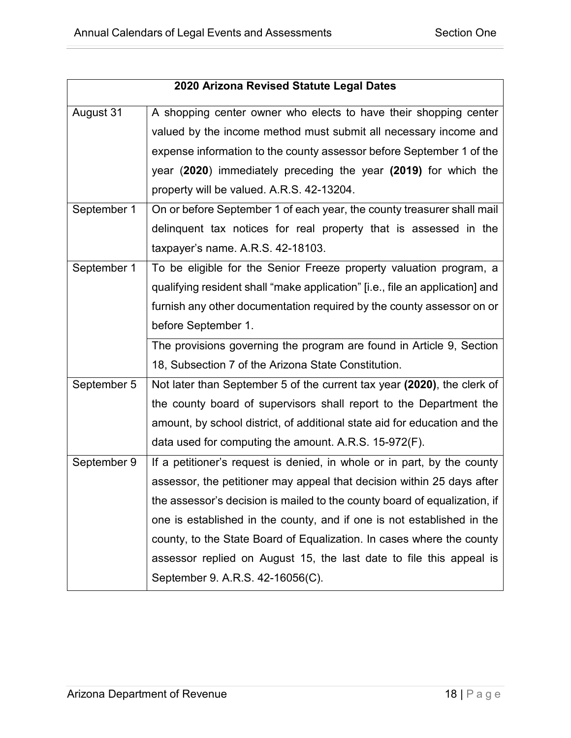| 2020 Arizona Revised Statute Legal Dates | |
|---|---|
| August 31 | A shopping center owner who elects to have their shopping center valued by the income method must submit all necessary income and expense information to the county assessor before September 1 of the year (**2020**) immediately preceding the year **(2019)** for which the property will be valued. A.R.S. 42-13204. |
| September 1 | On or before September 1 of each year, the county treasurer shall mail delinquent tax notices for real property that is assessed in the taxpayer's name. A.R.S. 42-18103. |
| September 1 | To be eligible for the Senior Freeze property valuation program, a qualifying resident shall "make application" [i.e., file an application] and furnish any other documentation required by the county assessor on or before September 1. |
| | The provisions governing the program are found in Article 9, Section 18, Subsection 7 of the Arizona State Constitution. |
| September 5 | Not later than September 5 of the current tax year **(2020)**, the clerk of the county board of supervisors shall report to the Department the amount, by school district, of additional state aid for education and the data used for computing the amount. A.R.S. 15-972(F). |
| September 9 | If a petitioner's request is denied, in whole or in part, by the county assessor, the petitioner may appeal that decision within 25 days after the assessor's decision is mailed to the county board of equalization, if one is established in the county, and if one is not established in the county, to the State Board of Equalization. In cases where the county assessor replied on August 15, the last date to file this appeal is September 9. A.R.S. 42-16056(C). |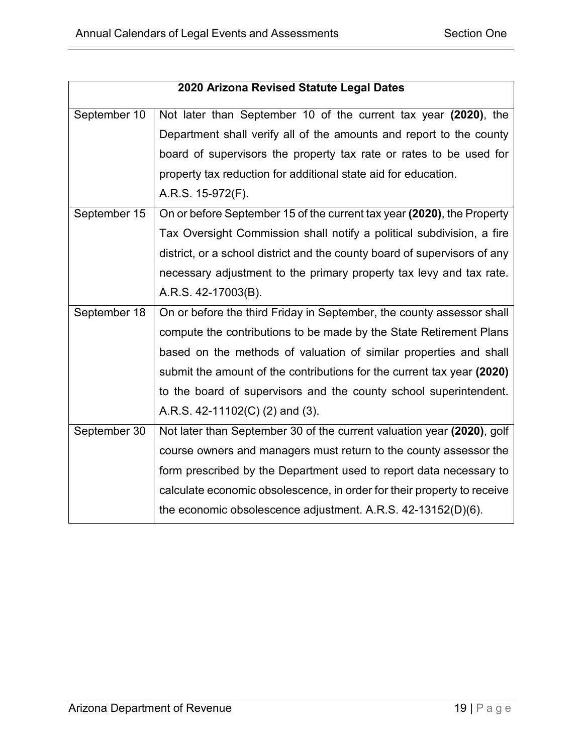| 2020 Arizona Revised Statute Legal Dates | |
|---|---|
| September 10 | Not later than September 10 of the current tax year **(2020)**, the Department shall verify all of the amounts and report to the county board of supervisors the property tax rate or rates to be used for property tax reduction for additional state aid for education. A.R.S. 15-972(F). |
| September 15 | On or before September 15 of the current tax year **(2020)**, the Property Tax Oversight Commission shall notify a political subdivision, a fire district, or a school district and the county board of supervisors of any necessary adjustment to the primary property tax levy and tax rate. A.R.S. 42-17003(B). |
| September 18 | On or before the third Friday in September, the county assessor shall compute the contributions to be made by the State Retirement Plans based on the methods of valuation of similar properties and shall submit the amount of the contributions for the current tax year **(2020)** to the board of supervisors and the county school superintendent. A.R.S. 42-11102(C) (2) and (3). |
| September 30 | Not later than September 30 of the current valuation year **(2020)**, golf course owners and managers must return to the county assessor the form prescribed by the Department used to report data necessary to calculate economic obsolescence, in order for their property to receive the economic obsolescence adjustment. A.R.S. 42-13152(D)(6). |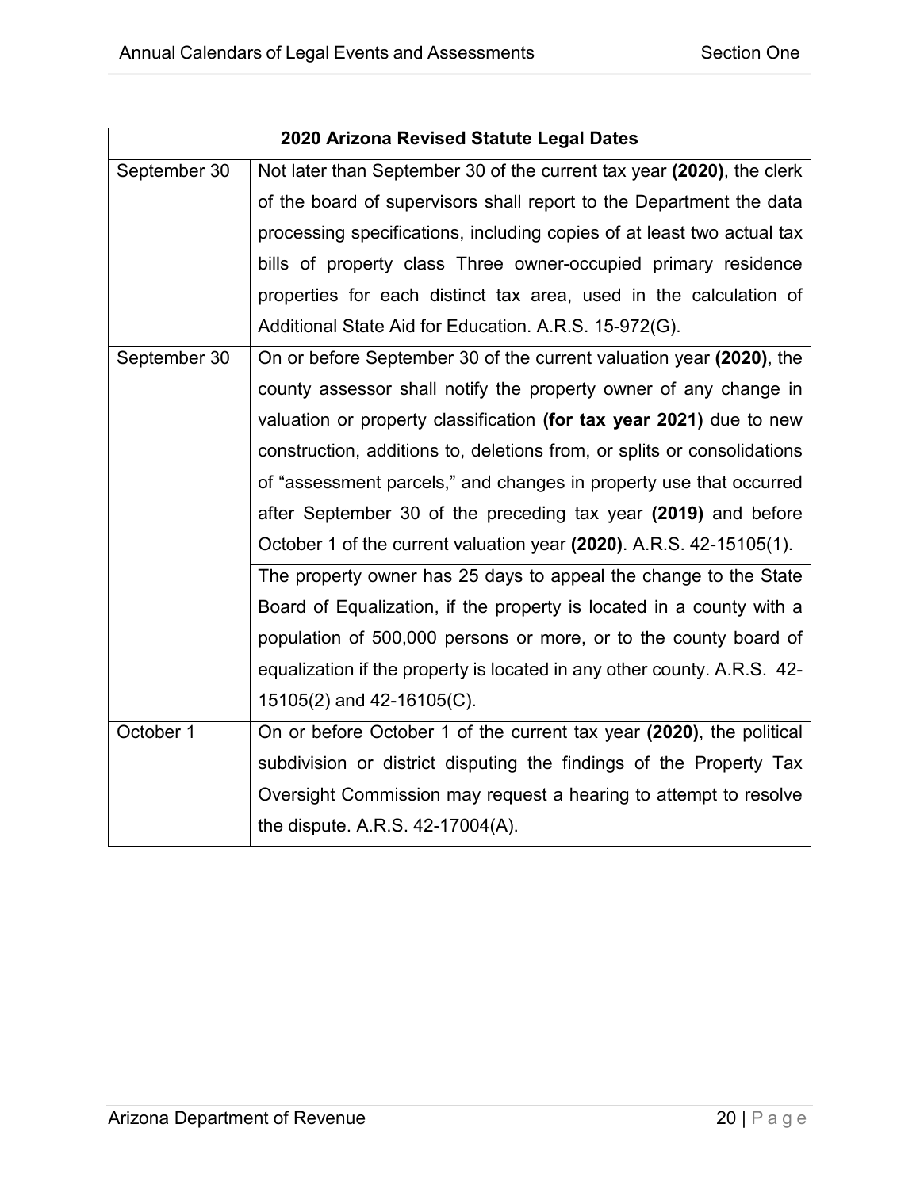| 2020 Arizona Revised Statute Legal Dates | |
|---|---|
| September 30 | Not later than September 30 of the current tax year **(2020)**, the clerk of the board of supervisors shall report to the Department the data processing specifications, including copies of at least two actual tax bills of property class Three owner-occupied primary residence properties for each distinct tax area, used in the calculation of Additional State Aid for Education. A.R.S. 15-972(G). |
| September 30 | On or before September 30 of the current valuation year **(2020)**, the county assessor shall notify the property owner of any change in valuation or property classification **(for tax year 2021)** due to new construction, additions to, deletions from, or splits or consolidations of "assessment parcels," and changes in property use that occurred after September 30 of the preceding tax year **(2019)** and before October 1 of the current valuation year **(2020)**. A.R.S. 42-15105(1). |
| | The property owner has 25 days to appeal the change to the State Board of Equalization, if the property is located in a county with a population of 500,000 persons or more, or to the county board of equalization if the property is located in any other county. A.R.S. 42-15105(2) and 42-16105(C). |
| October 1 | On or before October 1 of the current tax year **(2020)**, the political subdivision or district disputing the findings of the Property Tax Oversight Commission may request a hearing to attempt to resolve the dispute. A.R.S. 42-17004(A). |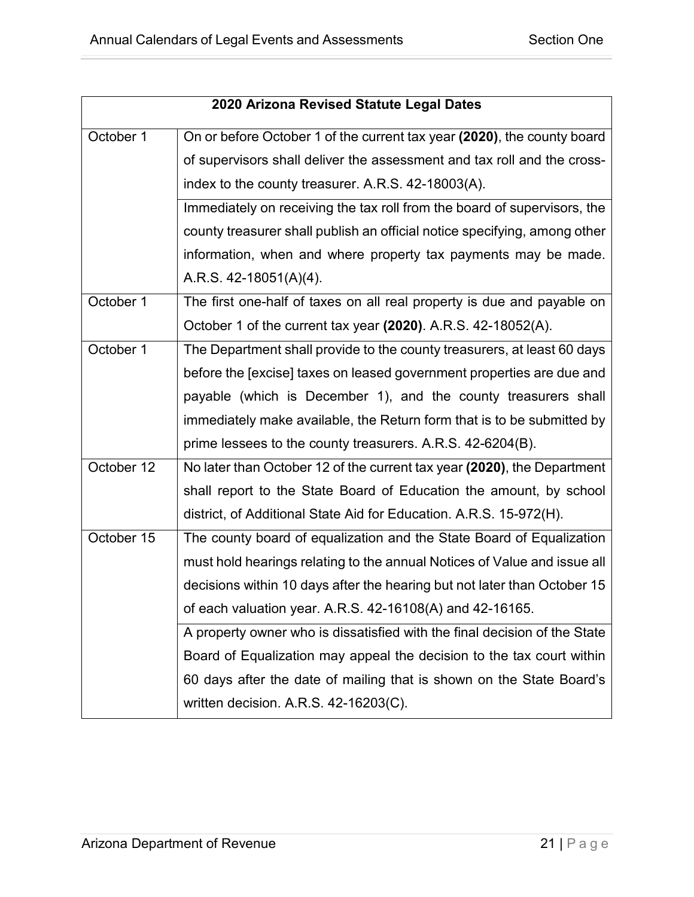| 2020 Arizona Revised Statute Legal Dates | |
|---|---|
| October 1 | On or before October 1 of the current tax year **(2020)**, the county board of supervisors shall deliver the assessment and tax roll and the cross-index to the county treasurer. A.R.S. 42-18003(A). |
| | Immediately on receiving the tax roll from the board of supervisors, the county treasurer shall publish an official notice specifying, among other information, when and where property tax payments may be made. A.R.S. 42-18051(A)(4). |
| October 1 | The first one-half of taxes on all real property is due and payable on October 1 of the current tax year **(2020)**. A.R.S. 42-18052(A). |
| October 1 | The Department shall provide to the county treasurers, at least 60 days before the [excise] taxes on leased government properties are due and payable (which is December 1), and the county treasurers shall immediately make available, the Return form that is to be submitted by prime lessees to the county treasurers. A.R.S. 42-6204(B). |
| October 12 | No later than October 12 of the current tax year **(2020)**, the Department shall report to the State Board of Education the amount, by school district, of Additional State Aid for Education. A.R.S. 15-972(H). |
| October 15 | The county board of equalization and the State Board of Equalization must hold hearings relating to the annual Notices of Value and issue all decisions within 10 days after the hearing but not later than October 15 of each valuation year. A.R.S. 42-16108(A) and 42-16165. |
| | A property owner who is dissatisfied with the final decision of the State Board of Equalization may appeal the decision to the tax court within 60 days after the date of mailing that is shown on the State Board's written decision. A.R.S. 42-16203(C). |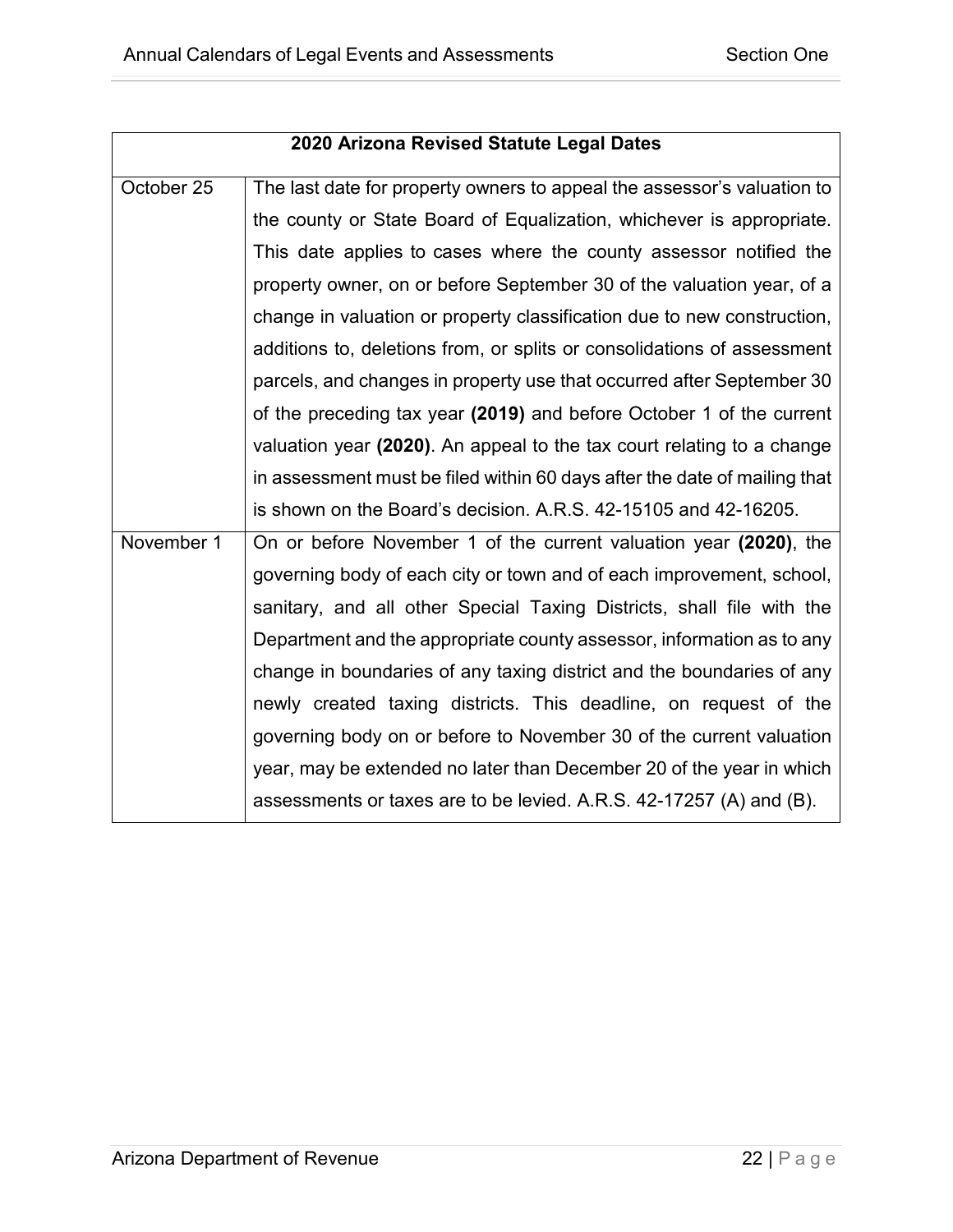| 2020 Arizona Revised Statute Legal Dates | |
|---|---|
| October 25 | The last date for property owners to appeal the assessor's valuation to the county or State Board of Equalization, whichever is appropriate. This date applies to cases where the county assessor notified the property owner, on or before September 30 of the valuation year, of a change in valuation or property classification due to new construction, additions to, deletions from, or splits or consolidations of assessment parcels, and changes in property use that occurred after September 30 of the preceding tax year **(2019)** and before October 1 of the current valuation year **(2020)**. An appeal to the tax court relating to a change in assessment must be filed within 60 days after the date of mailing that is shown on the Board's decision. A.R.S. 42-15105 and 42-16205. |
| November 1 | On or before November 1 of the current valuation year **(2020)**, the governing body of each city or town and of each improvement, school, sanitary, and all other Special Taxing Districts, shall file with the Department and the appropriate county assessor, information as to any change in boundaries of any taxing district and the boundaries of any newly created taxing districts. This deadline, on request of the governing body on or before to November 30 of the current valuation year, may be extended no later than December 20 of the year in which assessments or taxes are to be levied. A.R.S. 42-17257 (A) and (B). |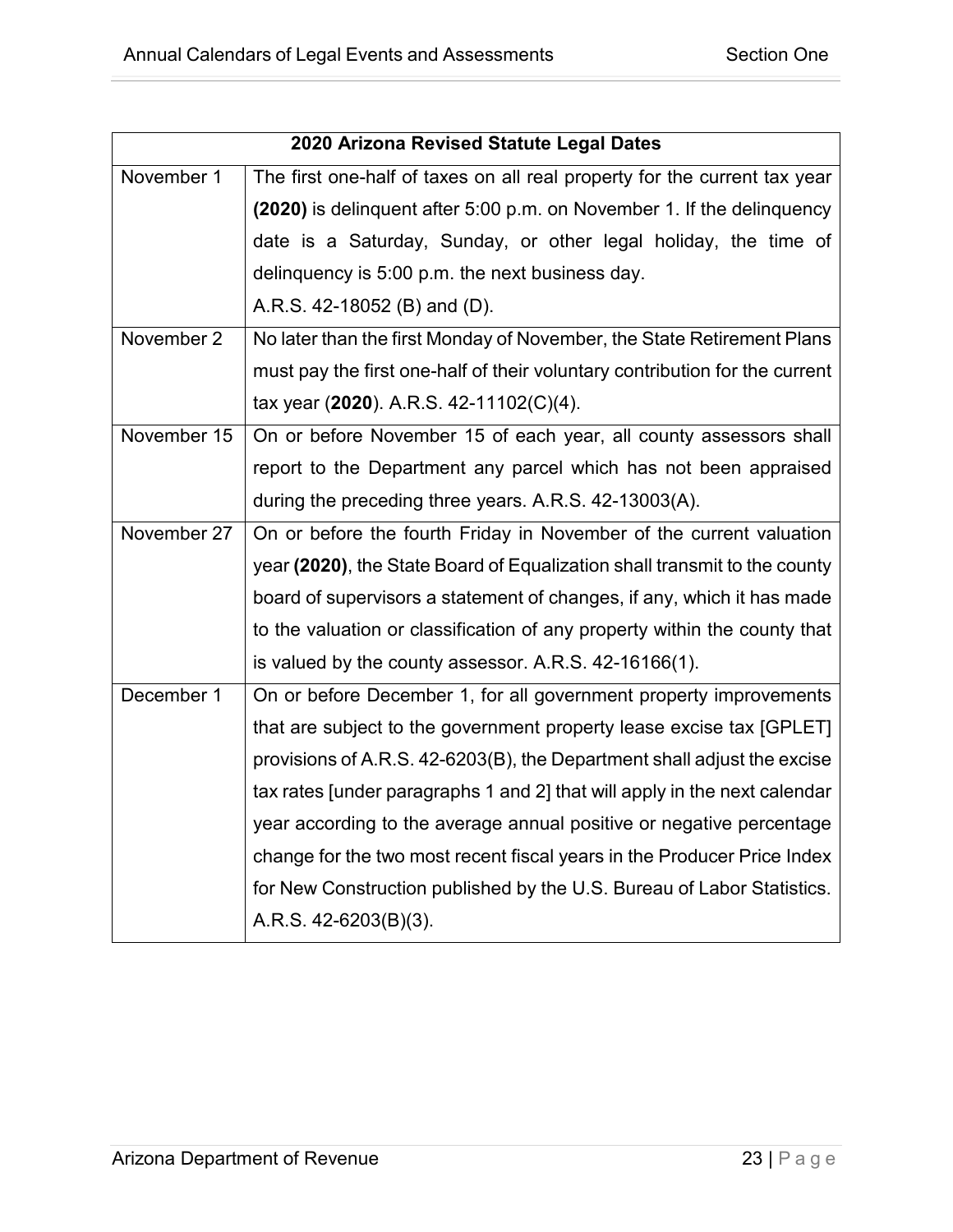| 2020 Arizona Revised Statute Legal Dates | |
|---|---|
| November 1 | The first one-half of taxes on all real property for the current tax year **(2020)** is delinquent after 5:00 p.m. on November 1. If the delinquency date is a Saturday, Sunday, or other legal holiday, the time of delinquency is 5:00 p.m. the next business day. A.R.S. 42-18052 (B) and (D). |
| November 2 | No later than the first Monday of November, the State Retirement Plans must pay the first one-half of their voluntary contribution for the current tax year (**2020**). A.R.S. 42-11102(C)(4). |
| November 15 | On or before November 15 of each year, all county assessors shall report to the Department any parcel which has not been appraised during the preceding three years. A.R.S. 42-13003(A). |
| November 27 | On or before the fourth Friday in November of the current valuation year **(2020)**, the State Board of Equalization shall transmit to the county board of supervisors a statement of changes, if any, which it has made to the valuation or classification of any property within the county that is valued by the county assessor. A.R.S. 42-16166(1). |
| December 1 | On or before December 1, for all government property improvements that are subject to the government property lease excise tax [GPLET] provisions of A.R.S. 42-6203(B), the Department shall adjust the excise tax rates [under paragraphs 1 and 2] that will apply in the next calendar year according to the average annual positive or negative percentage change for the two most recent fiscal years in the Producer Price Index for New Construction published by the U.S. Bureau of Labor Statistics. A.R.S. 42-6203(B)(3). |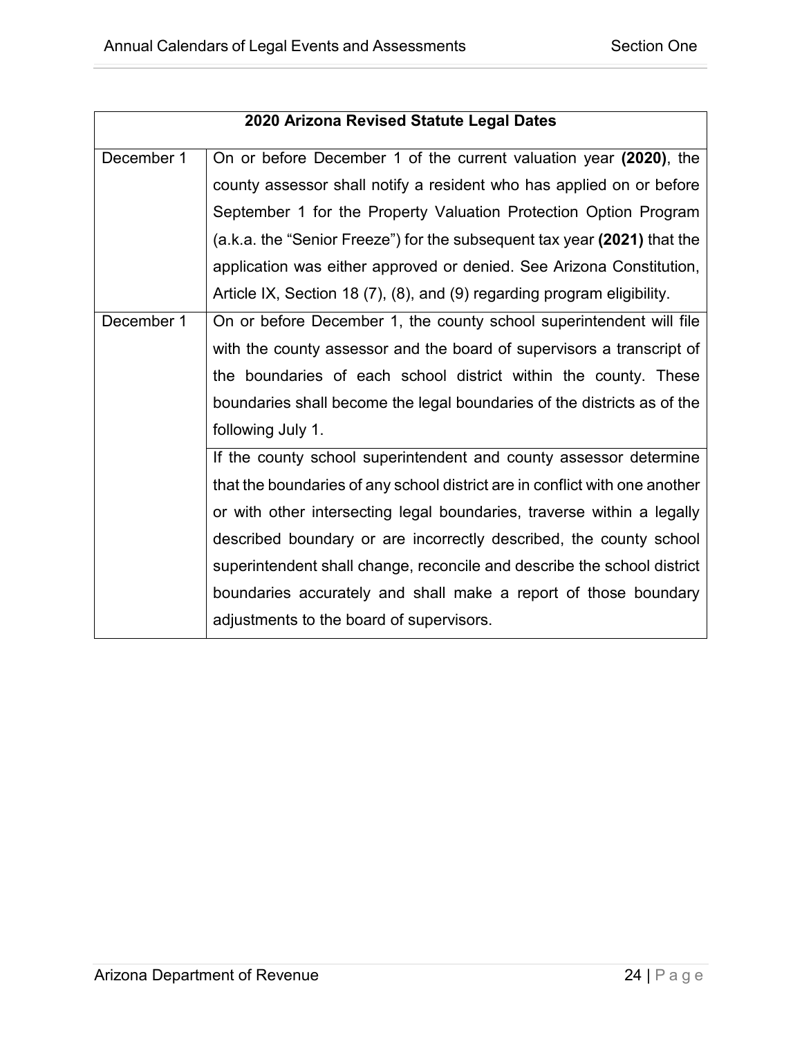| 2020 Arizona Revised Statute Legal Dates | |
|---|---|
| December 1 | On or before December 1 of the current valuation year **(2020)**, the county assessor shall notify a resident who has applied on or before September 1 for the Property Valuation Protection Option Program (a.k.a. the "Senior Freeze") for the subsequent tax year **(2021)** that the application was either approved or denied. See Arizona Constitution, Article IX, Section 18 (7), (8), and (9) regarding program eligibility. |
| December 1 | On or before December 1, the county school superintendent will file with the county assessor and the board of supervisors a transcript of the boundaries of each school district within the county. These boundaries shall become the legal boundaries of the districts as of the following July 1. |
| | If the county school superintendent and county assessor determine that the boundaries of any school district are in conflict with one another or with other intersecting legal boundaries, traverse within a legally described boundary or are incorrectly described, the county school superintendent shall change, reconcile and describe the school district boundaries accurately and shall make a report of those boundary adjustments to the board of supervisors. |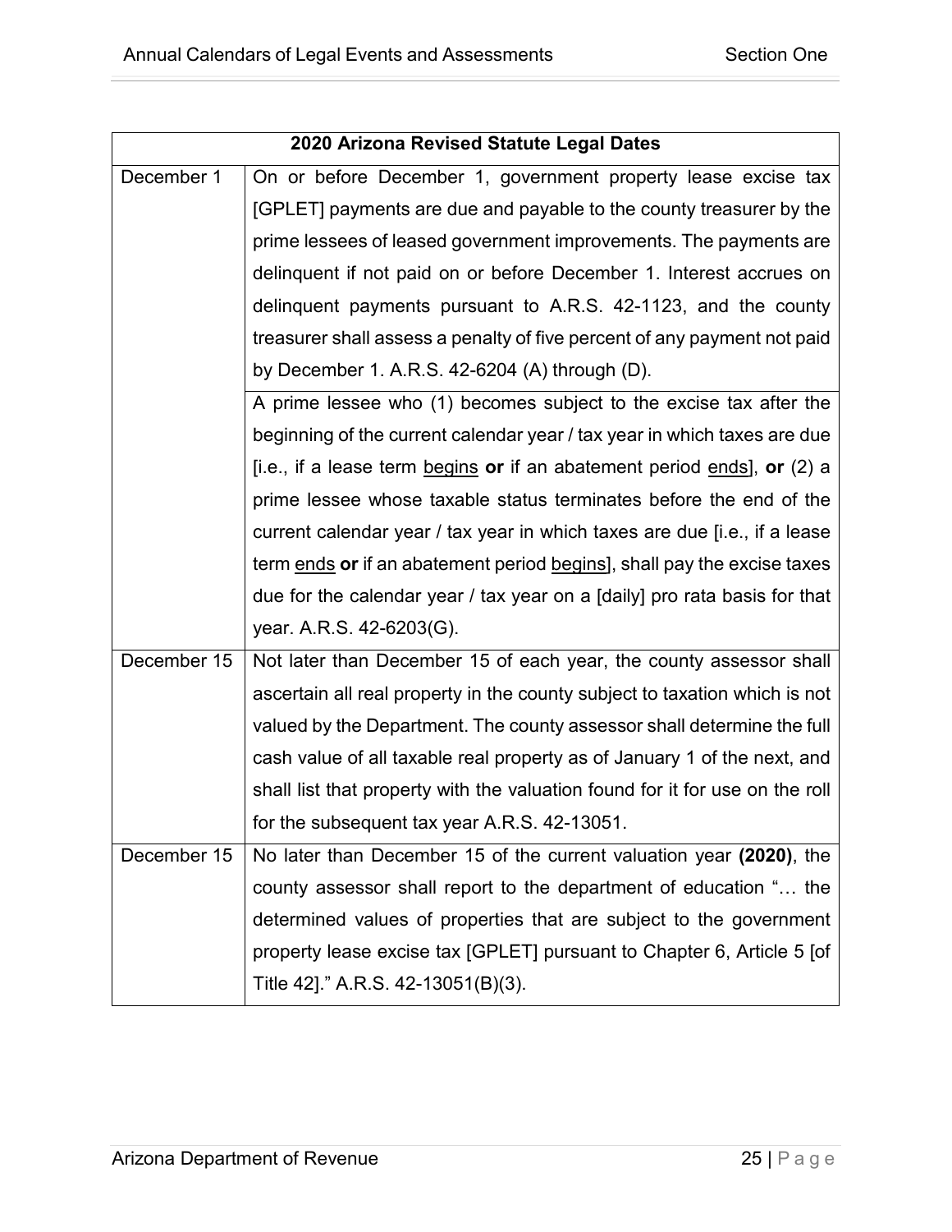| 2020 Arizona Revised Statute Legal Dates | |
|---|---|
| December 1 | On or before December 1, government property lease excise tax [GPLET] payments are due and payable to the county treasurer by the prime lessees of leased government improvements. The payments are delinquent if not paid on or before December 1. Interest accrues on delinquent payments pursuant to A.R.S. 42-1123, and the county treasurer shall assess a penalty of five percent of any payment not paid by December 1. A.R.S. 42-6204 (A) through (D). |
| | A prime lessee who (1) becomes subject to the excise tax after the beginning of the current calendar year / tax year in which taxes are due [i.e., if a lease term <u>begins</u> **or** if an abatement period <u>ends</u>], **or** (2) a prime lessee whose taxable status terminates before the end of the current calendar year / tax year in which taxes are due [i.e., if a lease term <u>ends</u> **or** if an abatement period <u>begins</u>], shall pay the excise taxes due for the calendar year / tax year on a [daily] pro rata basis for that year. A.R.S. 42-6203(G). |
| December 15 | Not later than December 15 of each year, the county assessor shall ascertain all real property in the county subject to taxation which is not valued by the Department. The county assessor shall determine the full cash value of all taxable real property as of January 1 of the next, and shall list that property with the valuation found for it for use on the roll for the subsequent tax year A.R.S. 42-13051. |
| December 15 | No later than December 15 of the current valuation year **(2020)**, the county assessor shall report to the department of education "… the determined values of properties that are subject to the government property lease excise tax [GPLET] pursuant to Chapter 6, Article 5 [of Title 42]." A.R.S. 42-13051(B)(3). |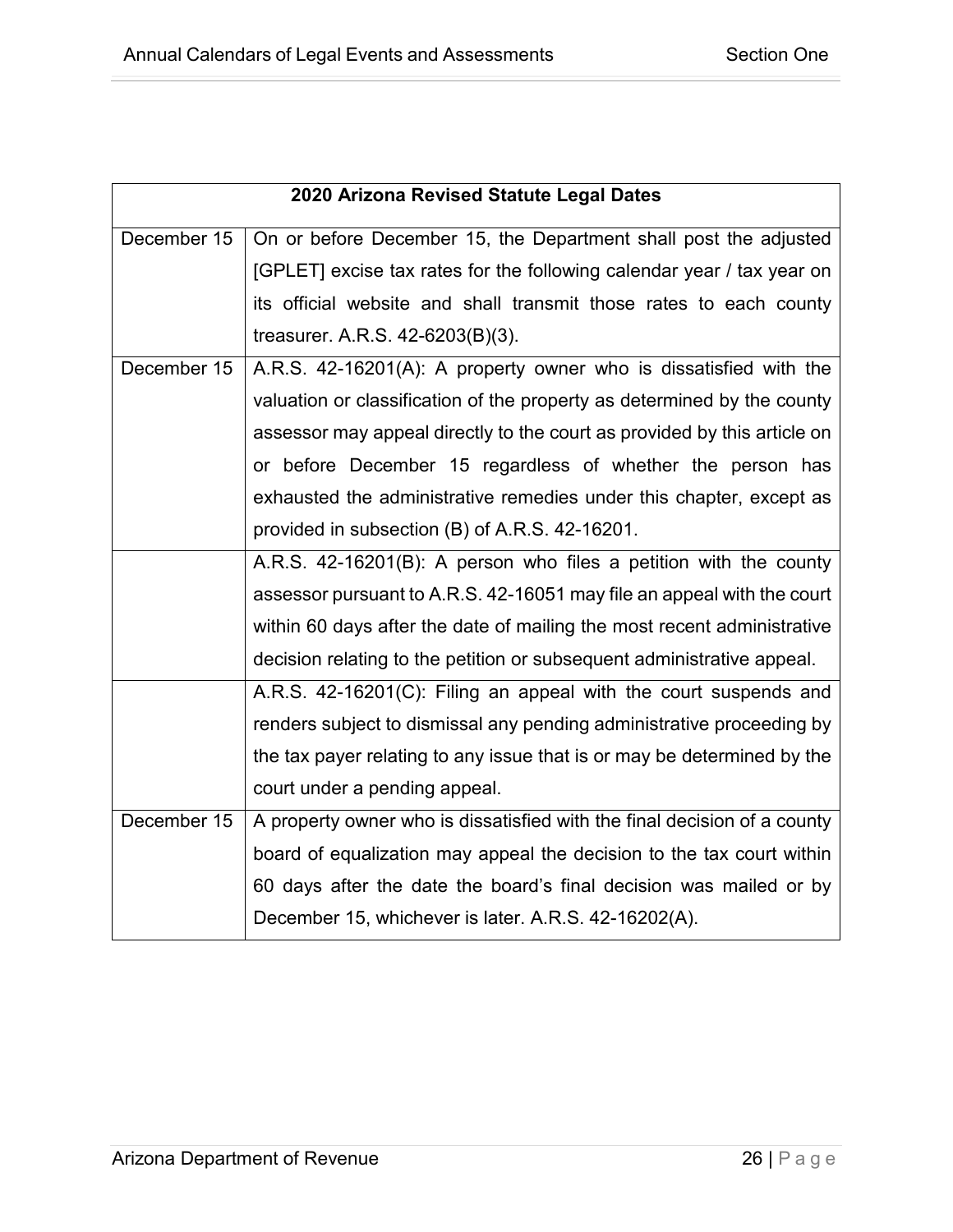| 2020 Arizona Revised Statute Legal Dates | |
|---|---|
| December 15 | On or before December 15, the Department shall post the adjusted [GPLET] excise tax rates for the following calendar year / tax year on its official website and shall transmit those rates to each county treasurer. A.R.S. 42-6203(B)(3). |
| December 15 | A.R.S. 42-16201(A): A property owner who is dissatisfied with the valuation or classification of the property as determined by the county assessor may appeal directly to the court as provided by this article on or before December 15 regardless of whether the person has exhausted the administrative remedies under this chapter, except as provided in subsection (B) of A.R.S. 42-16201. |
| | A.R.S. 42-16201(B): A person who files a petition with the county assessor pursuant to A.R.S. 42-16051 may file an appeal with the court within 60 days after the date of mailing the most recent administrative decision relating to the petition or subsequent administrative appeal. |
| | A.R.S. 42-16201(C): Filing an appeal with the court suspends and renders subject to dismissal any pending administrative proceeding by the tax payer relating to any issue that is or may be determined by the court under a pending appeal. |
| December 15 | A property owner who is dissatisfied with the final decision of a county board of equalization may appeal the decision to the tax court within 60 days after the date the board's final decision was mailed or by December 15, whichever is later. A.R.S. 42-16202(A). |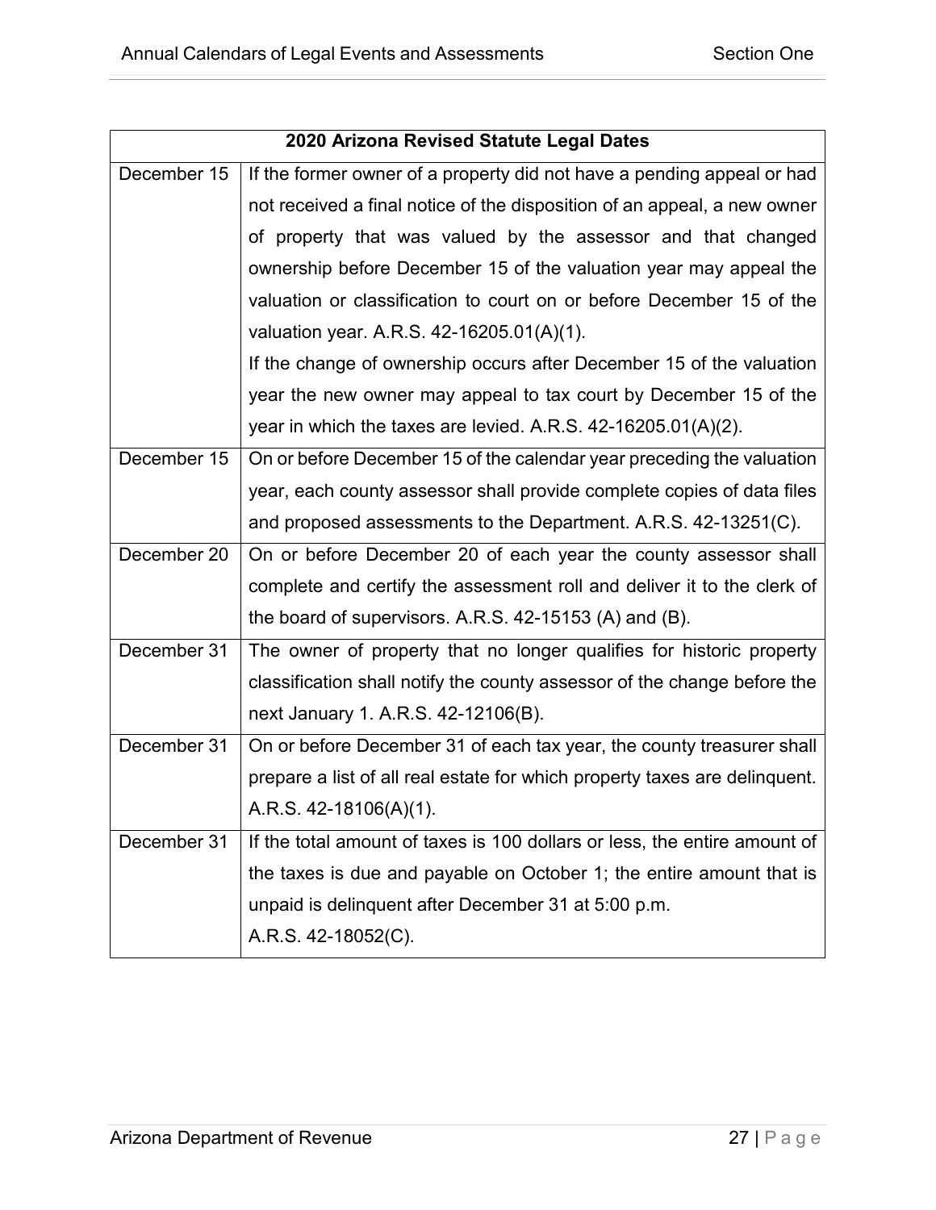| 2020 Arizona Revised Statute Legal Dates | |
|---|---|
| December 15 | If the former owner of a property did not have a pending appeal or had not received a final notice of the disposition of an appeal, a new owner of property that was valued by the assessor and that changed ownership before December 15 of the valuation year may appeal the valuation or classification to court on or before December 15 of the valuation year. A.R.S. 42-16205.01(A)(1).<br>If the change of ownership occurs after December 15 of the valuation year the new owner may appeal to tax court by December 15 of the year in which the taxes are levied. A.R.S. 42-16205.01(A)(2). |
| December 15 | On or before December 15 of the calendar year preceding the valuation year, each county assessor shall provide complete copies of data files and proposed assessments to the Department. A.R.S. 42-13251(C). |
| December 20 | On or before December 20 of each year the county assessor shall complete and certify the assessment roll and deliver it to the clerk of the board of supervisors. A.R.S. 42-15153 (A) and (B). |
| December 31 | The owner of property that no longer qualifies for historic property classification shall notify the county assessor of the change before the next January 1. A.R.S. 42-12106(B). |
| December 31 | On or before December 31 of each tax year, the county treasurer shall prepare a list of all real estate for which property taxes are delinquent. A.R.S. 42-18106(A)(1). |
| December 31 | If the total amount of taxes is 100 dollars or less, the entire amount of the taxes is due and payable on October 1; the entire amount that is unpaid is delinquent after December 31 at 5:00 p.m.<br>A.R.S. 42-18052(C). |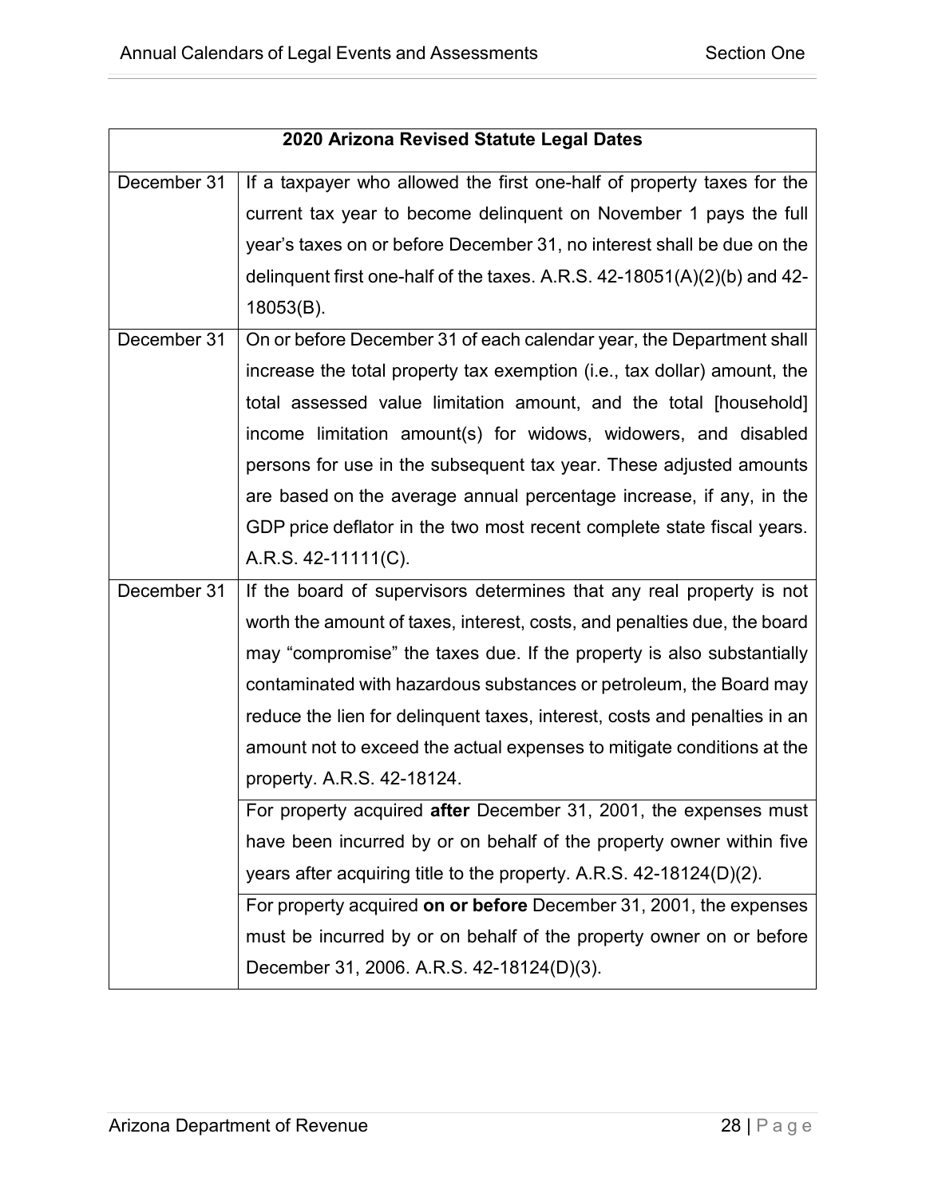| 2020 Arizona Revised Statute Legal Dates | |
|---|---|
| December 31 | If a taxpayer who allowed the first one-half of property taxes for the current tax year to become delinquent on November 1 pays the full year's taxes on or before December 31, no interest shall be due on the delinquent first one-half of the taxes. A.R.S. 42-18051(A)(2)(b) and 42-18053(B). |
| December 31 | On or before December 31 of each calendar year, the Department shall increase the total property tax exemption (i.e., tax dollar) amount, the total assessed value limitation amount, and the total [household] income limitation amount(s) for widows, widowers, and disabled persons for use in the subsequent tax year. These adjusted amounts are based on the average annual percentage increase, if any, in the GDP price deflator in the two most recent complete state fiscal years. A.R.S. 42-11111(C). |
| December 31 | If the board of supervisors determines that any real property is not worth the amount of taxes, interest, costs, and penalties due, the board may "compromise" the taxes due. If the property is also substantially contaminated with hazardous substances or petroleum, the Board may reduce the lien for delinquent taxes, interest, costs and penalties in an amount not to exceed the actual expenses to mitigate conditions at the property. A.R.S. 42-18124. |
| | For property acquired **after** December 31, 2001, the expenses must have been incurred by or on behalf of the property owner within five years after acquiring title to the property. A.R.S. 42-18124(D)(2). |
| | For property acquired **on or before** December 31, 2001, the expenses must be incurred by or on behalf of the property owner on or before December 31, 2006. A.R.S. 42-18124(D)(3). |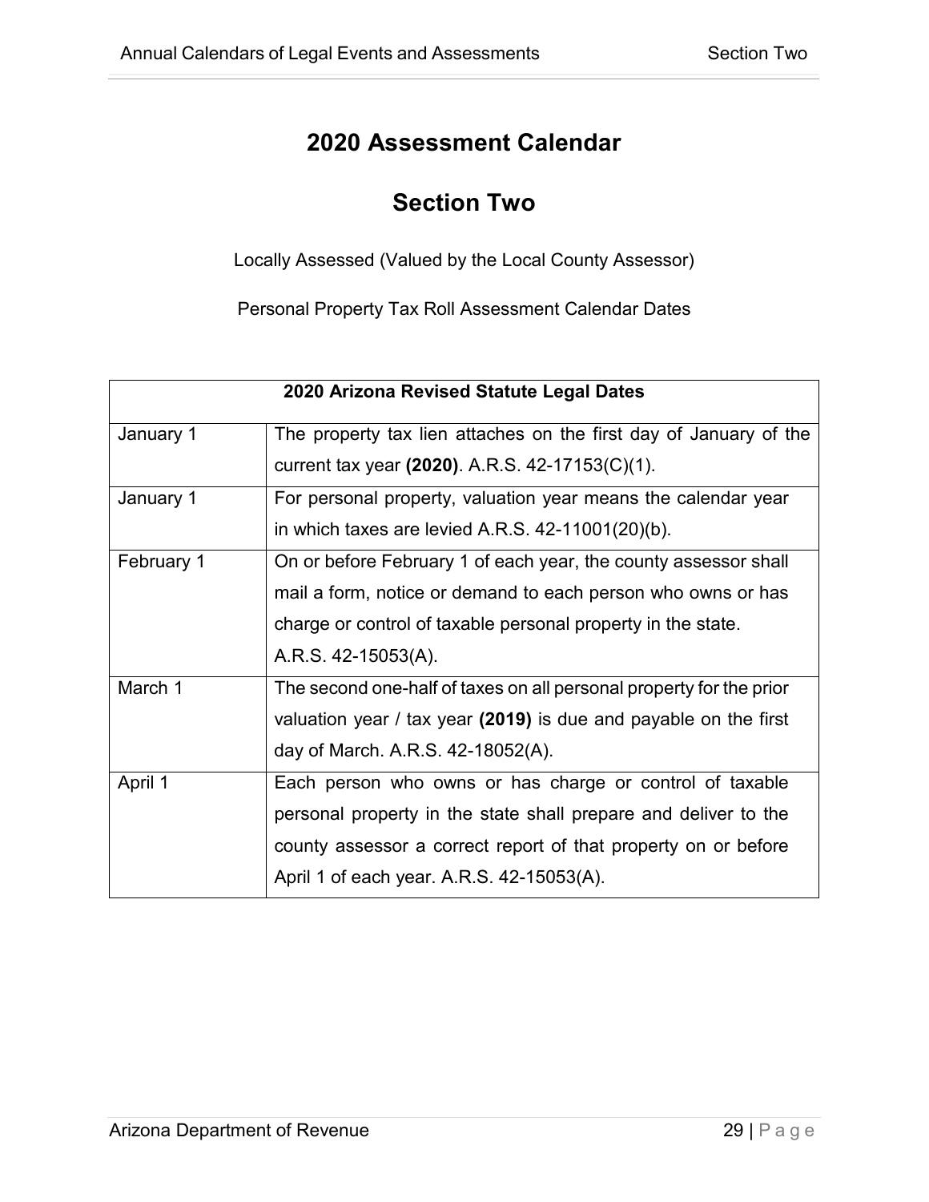# 2020 Assessment Calendar

# Section Two

Locally Assessed (Valued by the Local County Assessor)

Personal Property Tax Roll Assessment Calendar Dates

| 2020 Arizona Revised Statute Legal Dates | |
|---|---|
| January 1 | The property tax lien attaches on the first day of January of the current tax year **(2020)**. A.R.S. 42-17153(C)(1). |
| January 1 | For personal property, valuation year means the calendar year in which taxes are levied A.R.S. 42-11001(20)(b). |
| February 1 | On or before February 1 of each year, the county assessor shall mail a form, notice or demand to each person who owns or has charge or control of taxable personal property in the state. A.R.S. 42-15053(A). |
| March 1 | The second one-half of taxes on all personal property for the prior valuation year / tax year **(2019)** is due and payable on the first day of March. A.R.S. 42-18052(A). |
| April 1 | Each person who owns or has charge or control of taxable personal property in the state shall prepare and deliver to the county assessor a correct report of that property on or before April 1 of each year. A.R.S. 42-15053(A). |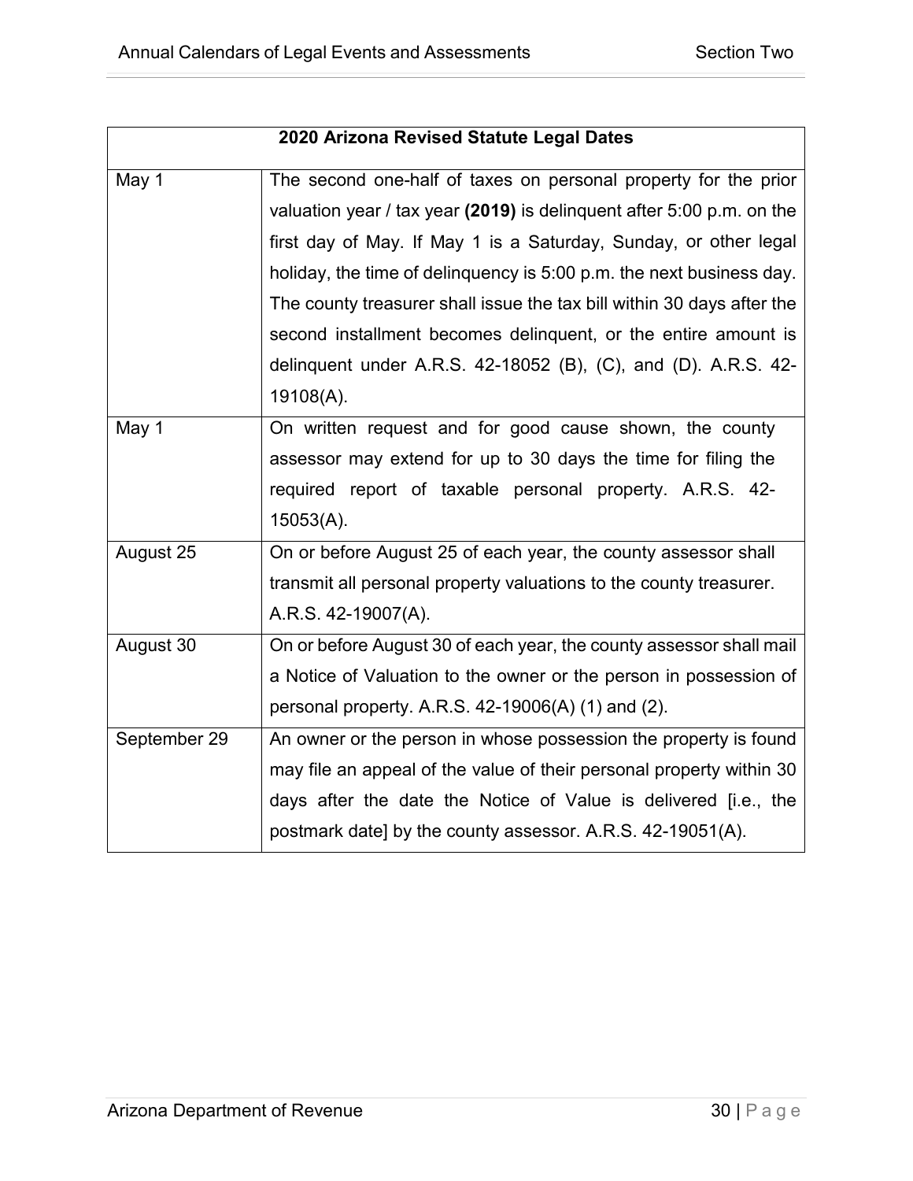| 2020 Arizona Revised Statute Legal Dates | |
|---|---|
| May 1 | The second one-half of taxes on personal property for the prior valuation year / tax year **(2019)** is delinquent after 5:00 p.m. on the first day of May. If May 1 is a Saturday, Sunday, or other legal holiday, the time of delinquency is 5:00 p.m. the next business day. The county treasurer shall issue the tax bill within 30 days after the second installment becomes delinquent, or the entire amount is delinquent under A.R.S. 42-18052 (B), (C), and (D). A.R.S. 42-19108(A). |
| May 1 | On written request and for good cause shown, the county assessor may extend for up to 30 days the time for filing the required report of taxable personal property. A.R.S. 42-15053(A). |
| August 25 | On or before August 25 of each year, the county assessor shall transmit all personal property valuations to the county treasurer. A.R.S. 42-19007(A). |
| August 30 | On or before August 30 of each year, the county assessor shall mail a Notice of Valuation to the owner or the person in possession of personal property. A.R.S. 42-19006(A) (1) and (2). |
| September 29 | An owner or the person in whose possession the property is found may file an appeal of the value of their personal property within 30 days after the date the Notice of Value is delivered [i.e., the postmark date] by the county assessor. A.R.S. 42-19051(A). |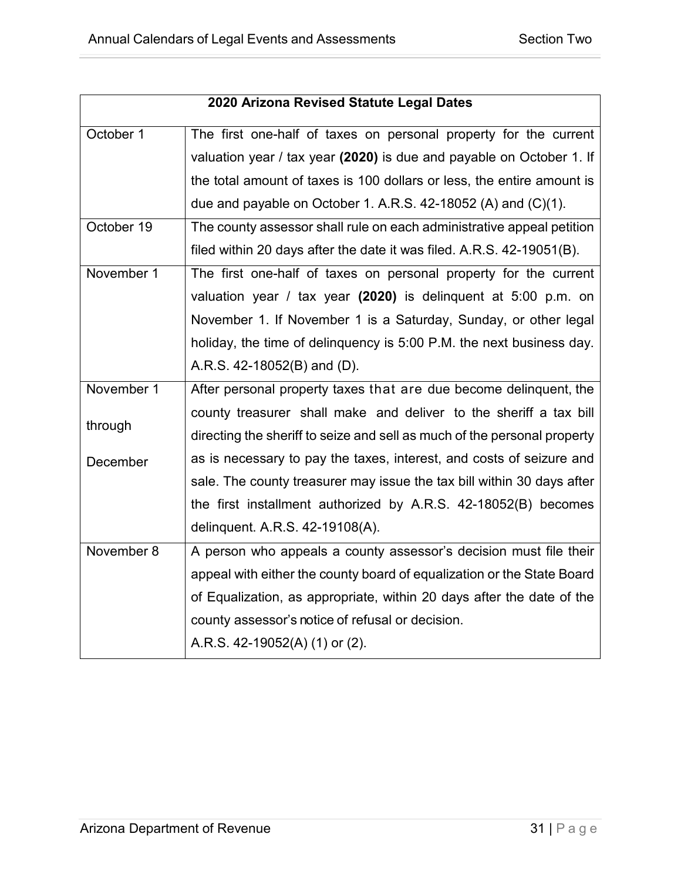| 2020 Arizona Revised Statute Legal Dates | |
|---|---|
| October 1 | The first one-half of taxes on personal property for the current valuation year / tax year **(2020)** is due and payable on October 1. If the total amount of taxes is 100 dollars or less, the entire amount is due and payable on October 1. A.R.S. 42-18052 (A) and (C)(1). |
| October 19 | The county assessor shall rule on each administrative appeal petition filed within 20 days after the date it was filed. A.R.S. 42-19051(B). |
| November 1 | The first one-half of taxes on personal property for the current valuation year / tax year **(2020)** is delinquent at 5:00 p.m. on November 1. If November 1 is a Saturday, Sunday, or other legal holiday, the time of delinquency is 5:00 P.M. the next business day. A.R.S. 42-18052(B) and (D). |
| November 1 through December | After personal property taxes that are due become delinquent, the county treasurer shall make and deliver to the sheriff a tax bill directing the sheriff to seize and sell as much of the personal property as is necessary to pay the taxes, interest, and costs of seizure and sale. The county treasurer may issue the tax bill within 30 days after the first installment authorized by A.R.S. 42-18052(B) becomes delinquent. A.R.S. 42-19108(A). |
| November 8 | A person who appeals a county assessor's decision must file their appeal with either the county board of equalization or the State Board of Equalization, as appropriate, within 20 days after the date of the county assessor's notice of refusal or decision. A.R.S. 42-19052(A) (1) or (2). |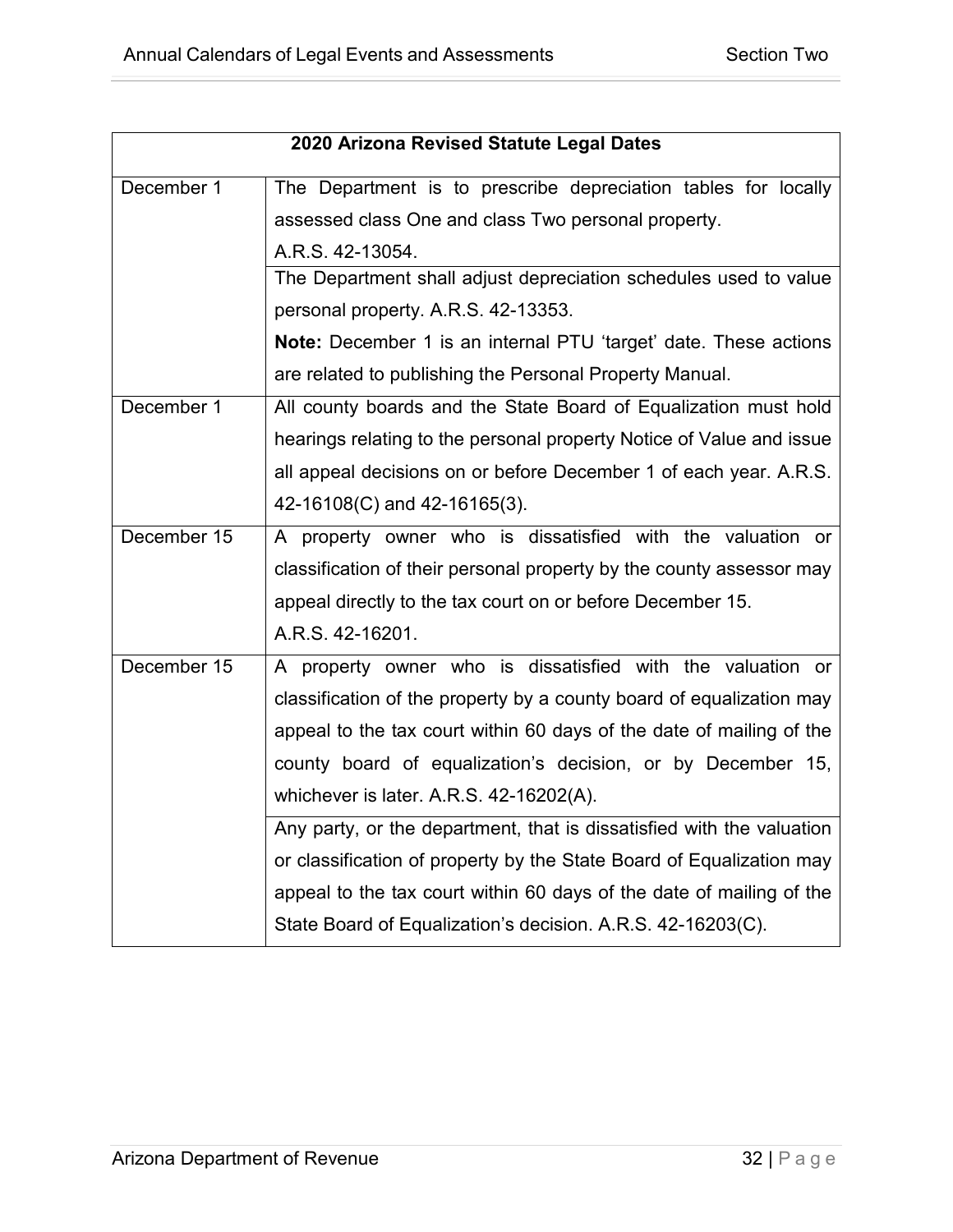| 2020 Arizona Revised Statute Legal Dates | |
|---|---|
| December 1 | The Department is to prescribe depreciation tables for locally assessed class One and class Two personal property. A.R.S. 42-13054. |
| | The Department shall adjust depreciation schedules used to value personal property. A.R.S. 42-13353. **Note:** December 1 is an internal PTU 'target' date. These actions are related to publishing the Personal Property Manual. |
| December 1 | All county boards and the State Board of Equalization must hold hearings relating to the personal property Notice of Value and issue all appeal decisions on or before December 1 of each year. A.R.S. 42-16108(C) and 42-16165(3). |
| December 15 | A property owner who is dissatisfied with the valuation or classification of their personal property by the county assessor may appeal directly to the tax court on or before December 15. A.R.S. 42-16201. |
| December 15 | A property owner who is dissatisfied with the valuation or classification of the property by a county board of equalization may appeal to the tax court within 60 days of the date of mailing of the county board of equalization's decision, or by December 15, whichever is later. A.R.S. 42-16202(A). |
| | Any party, or the department, that is dissatisfied with the valuation or classification of property by the State Board of Equalization may appeal to the tax court within 60 days of the date of mailing of the State Board of Equalization's decision. A.R.S. 42-16203(C). |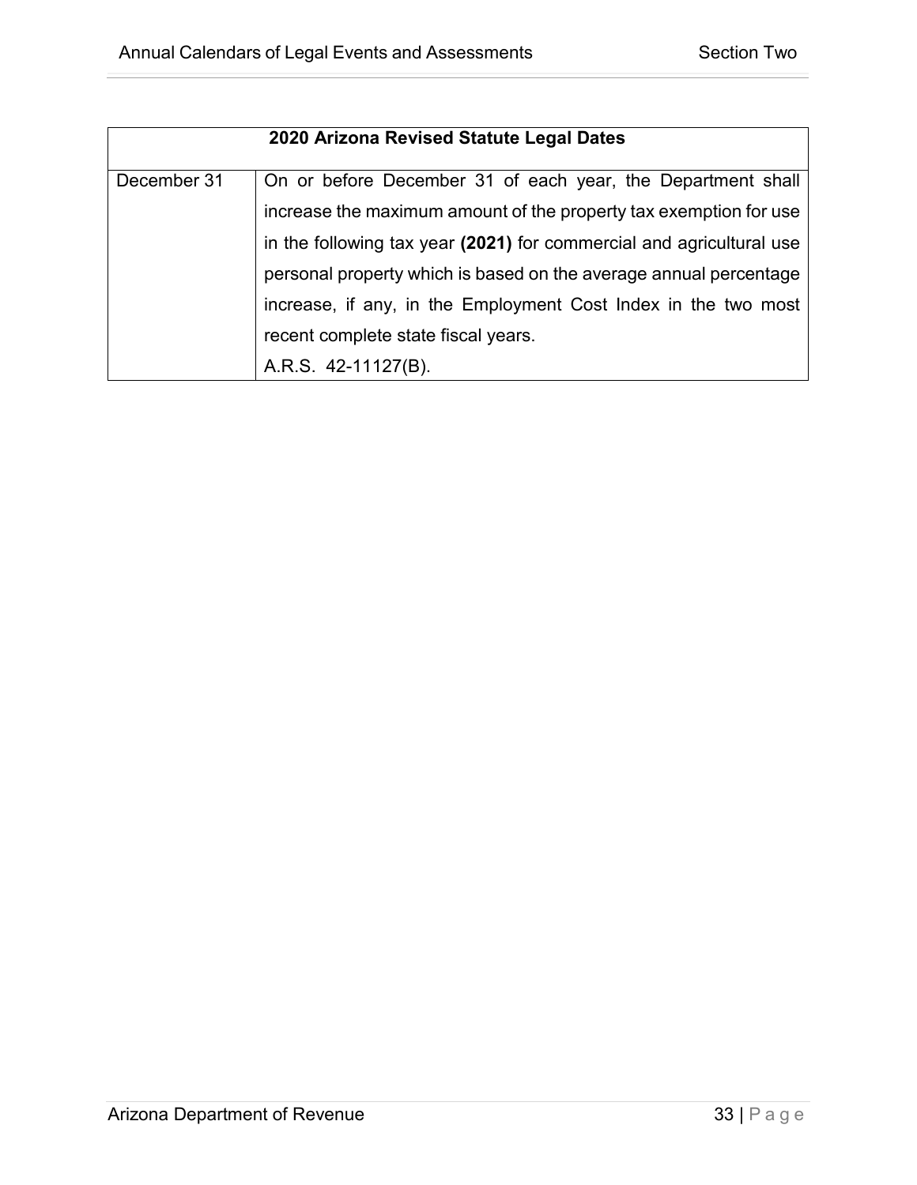| 2020 Arizona Revised Statute Legal Dates | |
|---|---|
| December 31 | On or before December 31 of each year, the Department shall increase the maximum amount of the property tax exemption for use in the following tax year **(2021)** for commercial and agricultural use personal property which is based on the average annual percentage increase, if any, in the Employment Cost Index in the two most recent complete state fiscal years. A.R.S. 42-11127(B). |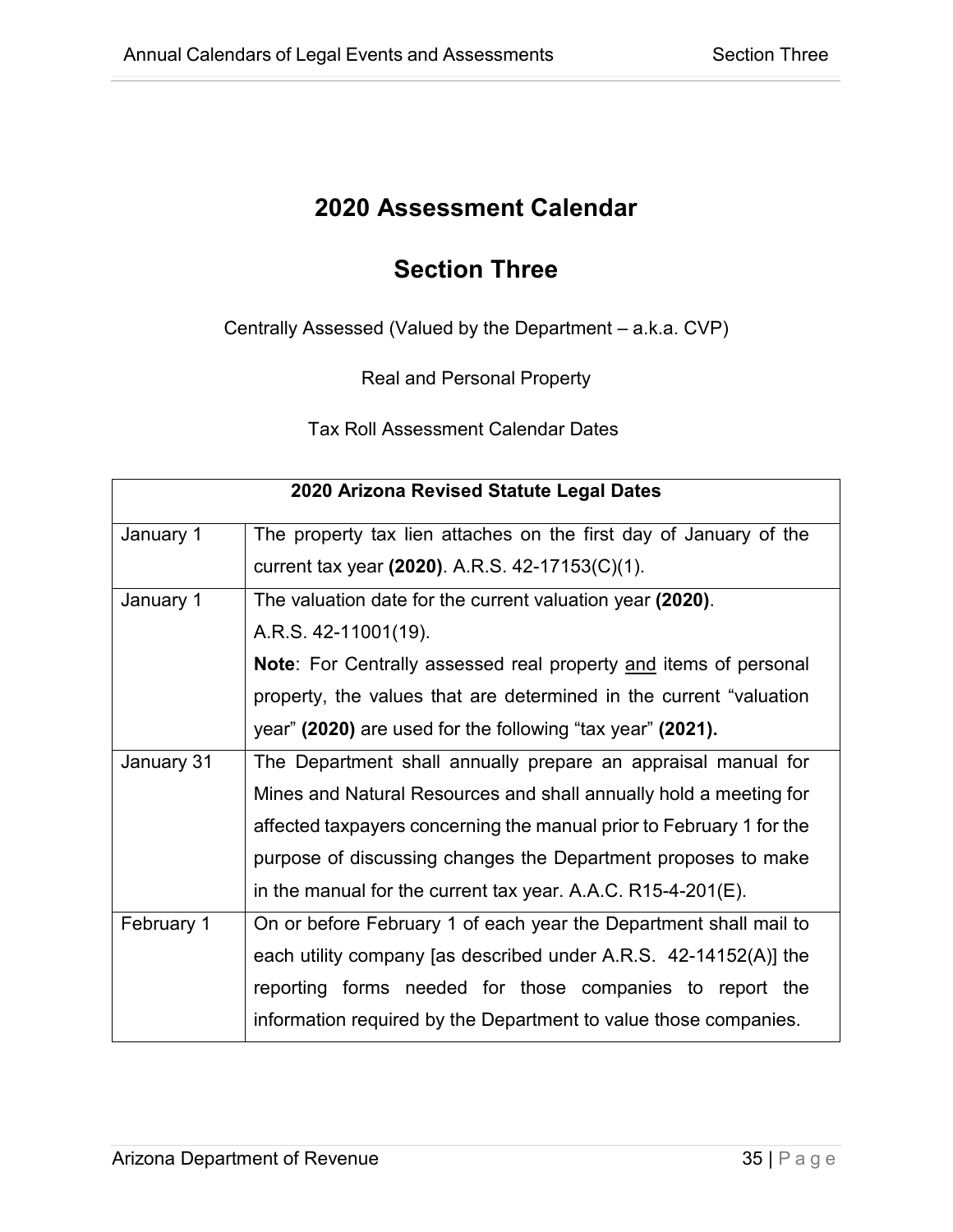# 2020 Assessment Calendar

# Section Three

Centrally Assessed (Valued by the Department – a.k.a. CVP)

Real and Personal Property

Tax Roll Assessment Calendar Dates

| 2020 Arizona Revised Statute Legal Dates | |
|---|---|
| January 1 | The property tax lien attaches on the first day of January of the current tax year **(2020)**. A.R.S. 42-17153(C)(1). |
| January 1 | The valuation date for the current valuation year **(2020)**. A.R.S. 42-11001(19). **Note**: For Centrally assessed real property <u>and</u> items of personal property, the values that are determined in the current "valuation year" **(2020)** are used for the following "tax year" **(2021).** |
| January 31 | The Department shall annually prepare an appraisal manual for Mines and Natural Resources and shall annually hold a meeting for affected taxpayers concerning the manual prior to February 1 for the purpose of discussing changes the Department proposes to make in the manual for the current tax year. A.A.C. R15-4-201(E). |
| February 1 | On or before February 1 of each year the Department shall mail to each utility company [as described under A.R.S. 42-14152(A)] the reporting forms needed for those companies to report the information required by the Department to value those companies. |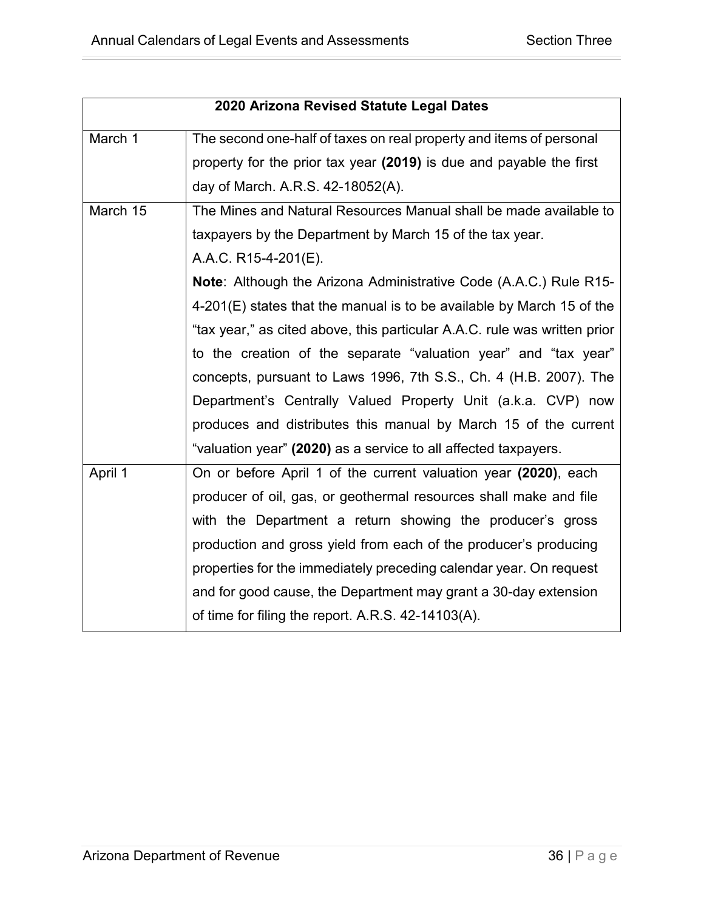| 2020 Arizona Revised Statute Legal Dates | |
|---|---|
| March 1 | The second one-half of taxes on real property and items of personal property for the prior tax year **(2019)** is due and payable the first day of March. A.R.S. 42-18052(A). |
| March 15 | The Mines and Natural Resources Manual shall be made available to taxpayers by the Department by March 15 of the tax year. A.A.C. R15-4-201(E). **Note**: Although the Arizona Administrative Code (A.A.C.) Rule R15-4-201(E) states that the manual is to be available by March 15 of the "tax year," as cited above, this particular A.A.C. rule was written prior to the creation of the separate "valuation year" and "tax year" concepts, pursuant to Laws 1996, 7th S.S., Ch. 4 (H.B. 2007). The Department's Centrally Valued Property Unit (a.k.a. CVP) now produces and distributes this manual by March 15 of the current "valuation year" **(2020)** as a service to all affected taxpayers. |
| April 1 | On or before April 1 of the current valuation year **(2020)**, each producer of oil, gas, or geothermal resources shall make and file with the Department a return showing the producer's gross production and gross yield from each of the producer's producing properties for the immediately preceding calendar year. On request and for good cause, the Department may grant a 30-day extension of time for filing the report. A.R.S. 42-14103(A). |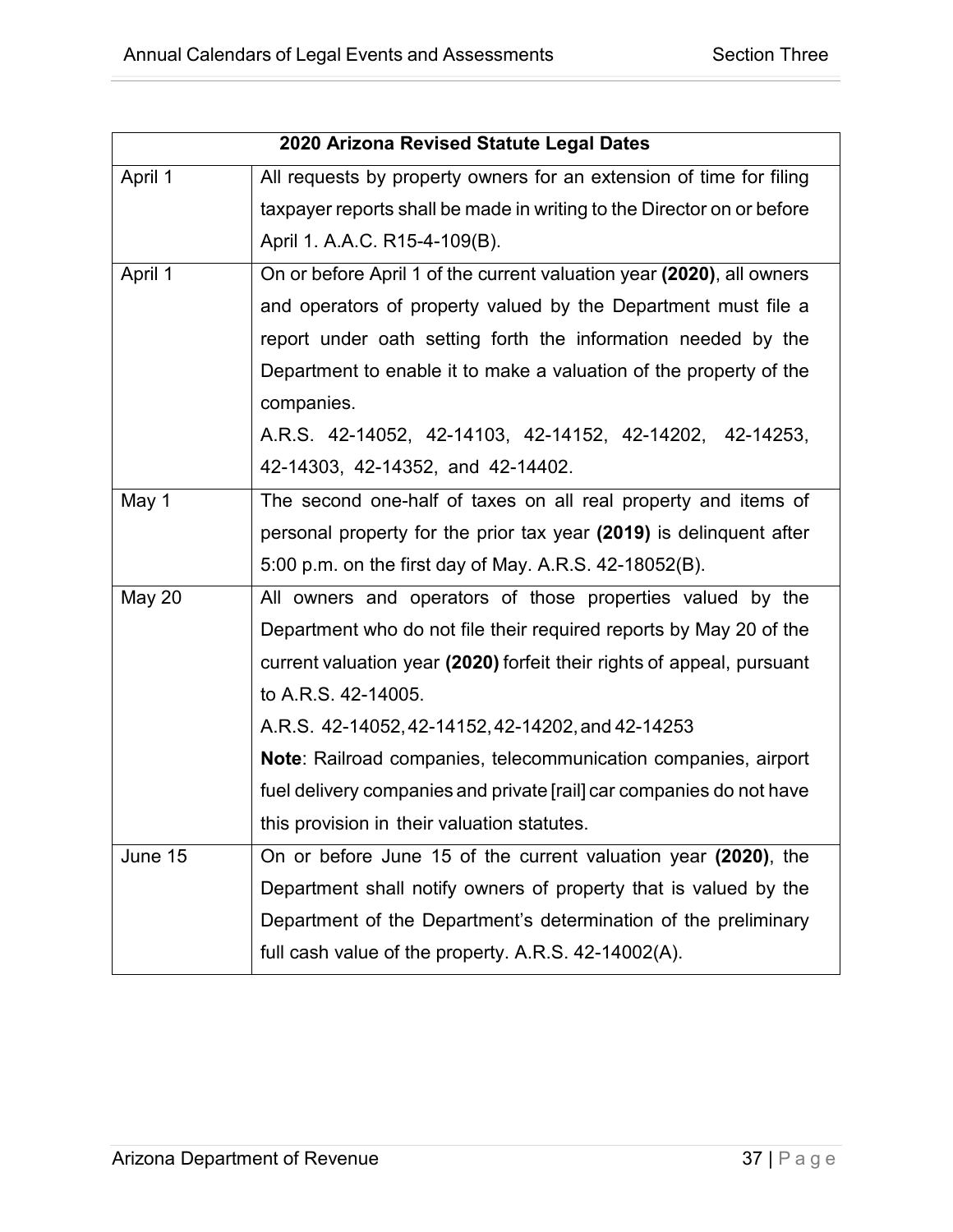| 2020 Arizona Revised Statute Legal Dates | |
|---|---|
| April 1 | All requests by property owners for an extension of time for filing taxpayer reports shall be made in writing to the Director on or before April 1. A.A.C. R15-4-109(B). |
| April 1 | On or before April 1 of the current valuation year **(2020)**, all owners and operators of property valued by the Department must file a report under oath setting forth the information needed by the Department to enable it to make a valuation of the property of the companies.<br>A.R.S. 42-14052, 42-14103, 42-14152, 42-14202, 42-14253, 42-14303, 42-14352, and 42-14402. |
| May 1 | The second one-half of taxes on all real property and items of personal property for the prior tax year **(2019)** is delinquent after 5:00 p.m. on the first day of May. A.R.S. 42-18052(B). |
| May 20 | All owners and operators of those properties valued by the Department who do not file their required reports by May 20 of the current valuation year **(2020)** forfeit their rights of appeal, pursuant to A.R.S. 42-14005.<br>A.R.S. 42-14052, 42-14152, 42-14202, and 42-14253<br>**Note**: Railroad companies, telecommunication companies, airport fuel delivery companies and private [rail] car companies do not have this provision in their valuation statutes. |
| June 15 | On or before June 15 of the current valuation year **(2020)**, the Department shall notify owners of property that is valued by the Department of the Department's determination of the preliminary full cash value of the property. A.R.S. 42-14002(A). |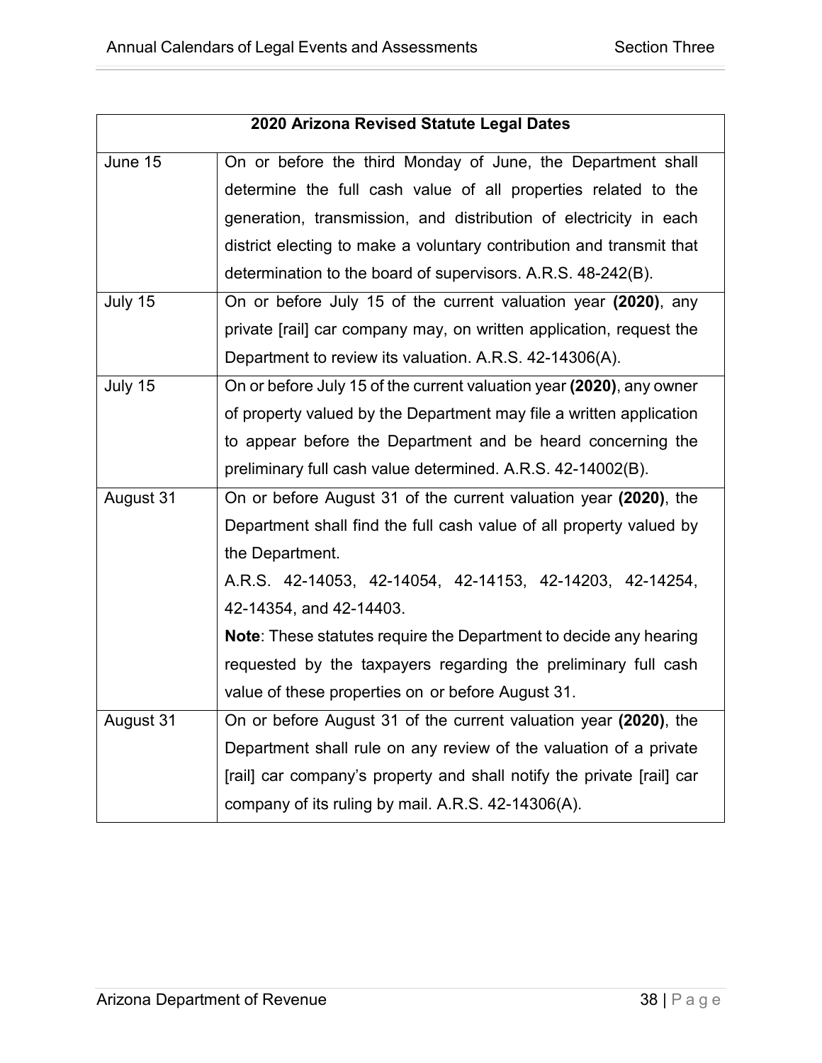| 2020 Arizona Revised Statute Legal Dates | |
|---|---|
| June 15 | On or before the third Monday of June, the Department shall determine the full cash value of all properties related to the generation, transmission, and distribution of electricity in each district electing to make a voluntary contribution and transmit that determination to the board of supervisors. A.R.S. 48-242(B). |
| July 15 | On or before July 15 of the current valuation year **(2020)**, any private [rail] car company may, on written application, request the Department to review its valuation. A.R.S. 42-14306(A). |
| July 15 | On or before July 15 of the current valuation year **(2020)**, any owner of property valued by the Department may file a written application to appear before the Department and be heard concerning the preliminary full cash value determined. A.R.S. 42-14002(B). |
| August 31 | On or before August 31 of the current valuation year **(2020)**, the Department shall find the full cash value of all property valued by the Department.<br>A.R.S. 42-14053, 42-14054, 42-14153, 42-14203, 42-14254, 42-14354, and 42-14403.<br>**Note**: These statutes require the Department to decide any hearing requested by the taxpayers regarding the preliminary full cash value of these properties on or before August 31. |
| August 31 | On or before August 31 of the current valuation year **(2020)**, the Department shall rule on any review of the valuation of a private [rail] car company's property and shall notify the private [rail] car company of its ruling by mail. A.R.S. 42-14306(A). |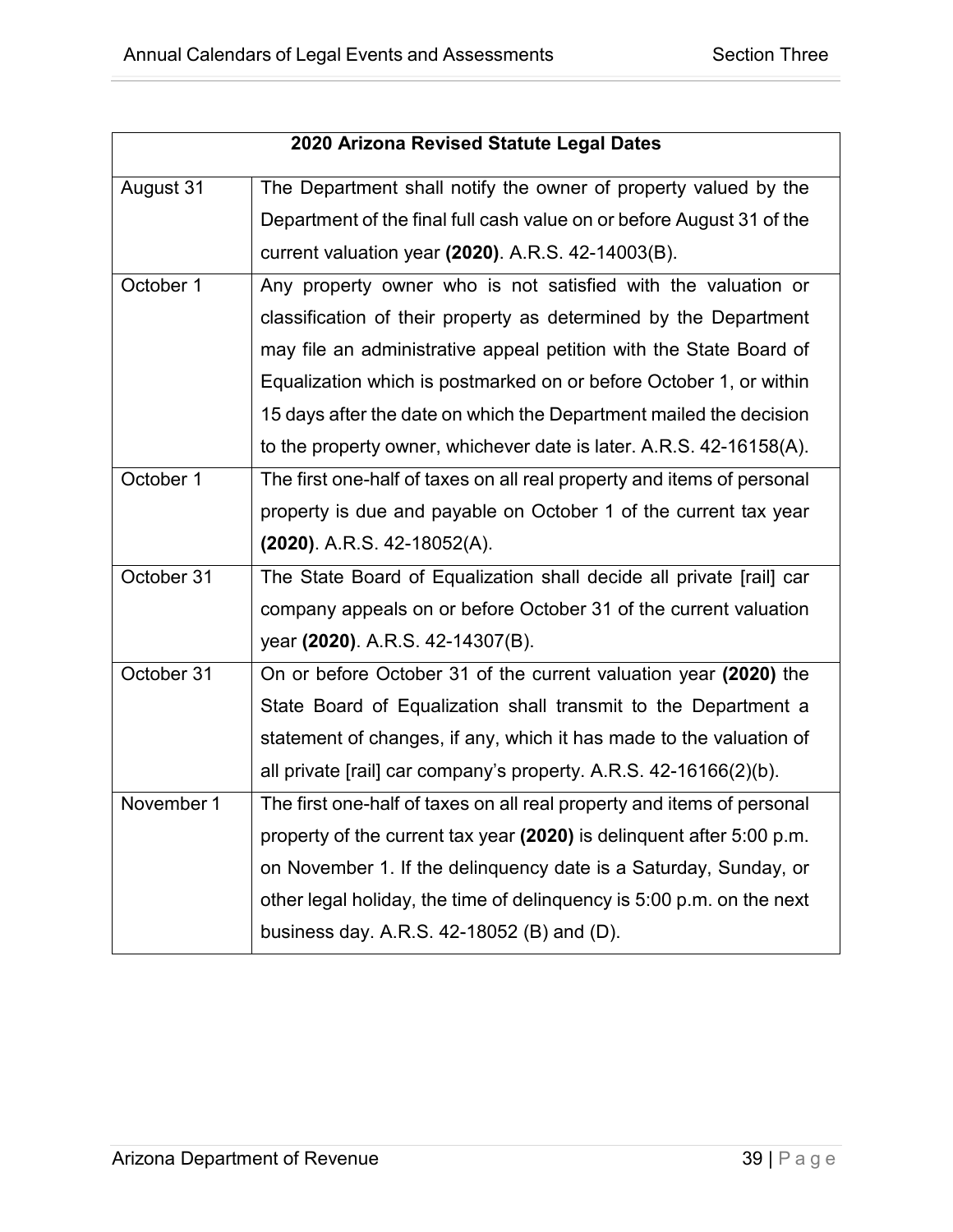| 2020 Arizona Revised Statute Legal Dates | |
|---|---|
| August 31 | The Department shall notify the owner of property valued by the Department of the final full cash value on or before August 31 of the current valuation year **(2020)**. A.R.S. 42-14003(B). |
| October 1 | Any property owner who is not satisfied with the valuation or classification of their property as determined by the Department may file an administrative appeal petition with the State Board of Equalization which is postmarked on or before October 1, or within 15 days after the date on which the Department mailed the decision to the property owner, whichever date is later. A.R.S. 42-16158(A). |
| October 1 | The first one-half of taxes on all real property and items of personal property is due and payable on October 1 of the current tax year **(2020)**. A.R.S. 42-18052(A). |
| October 31 | The State Board of Equalization shall decide all private [rail] car company appeals on or before October 31 of the current valuation year **(2020)**. A.R.S. 42-14307(B). |
| October 31 | On or before October 31 of the current valuation year **(2020)** the State Board of Equalization shall transmit to the Department a statement of changes, if any, which it has made to the valuation of all private [rail] car company's property. A.R.S. 42-16166(2)(b). |
| November 1 | The first one-half of taxes on all real property and items of personal property of the current tax year **(2020)** is delinquent after 5:00 p.m. on November 1. If the delinquency date is a Saturday, Sunday, or other legal holiday, the time of delinquency is 5:00 p.m. on the next business day. A.R.S. 42-18052 (B) and (D). |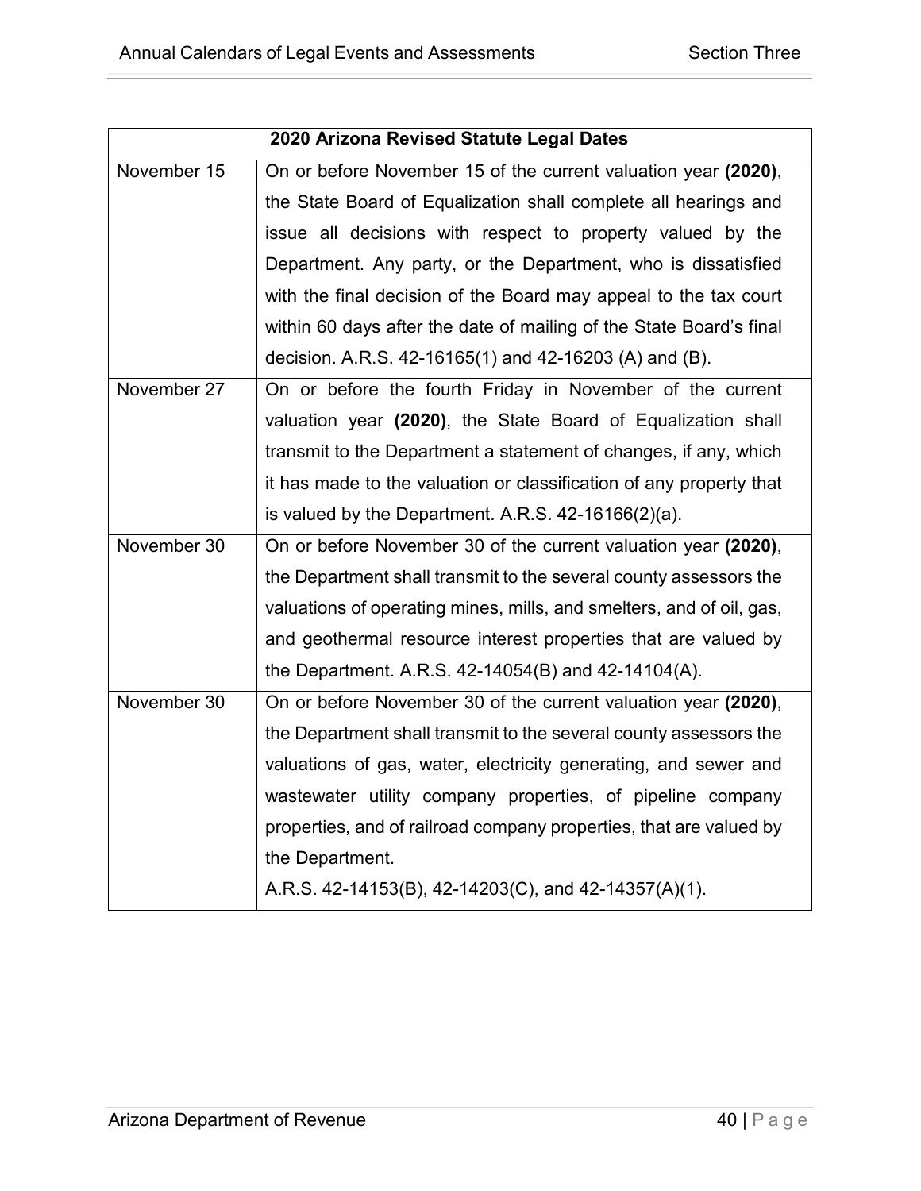| 2020 Arizona Revised Statute Legal Dates | |
|---|---|
| November 15 | On or before November 15 of the current valuation year **(2020)**, the State Board of Equalization shall complete all hearings and issue all decisions with respect to property valued by the Department. Any party, or the Department, who is dissatisfied with the final decision of the Board may appeal to the tax court within 60 days after the date of mailing of the State Board's final decision. A.R.S. 42-16165(1) and 42-16203 (A) and (B). |
| November 27 | On or before the fourth Friday in November of the current valuation year **(2020)**, the State Board of Equalization shall transmit to the Department a statement of changes, if any, which it has made to the valuation or classification of any property that is valued by the Department. A.R.S. 42-16166(2)(a). |
| November 30 | On or before November 30 of the current valuation year **(2020)**, the Department shall transmit to the several county assessors the valuations of operating mines, mills, and smelters, and of oil, gas, and geothermal resource interest properties that are valued by the Department. A.R.S. 42-14054(B) and 42-14104(A). |
| November 30 | On or before November 30 of the current valuation year **(2020)**, the Department shall transmit to the several county assessors the valuations of gas, water, electricity generating, and sewer and wastewater utility company properties, of pipeline company properties, and of railroad company properties, that are valued by the Department. A.R.S. 42-14153(B), 42-14203(C), and 42-14357(A)(1). |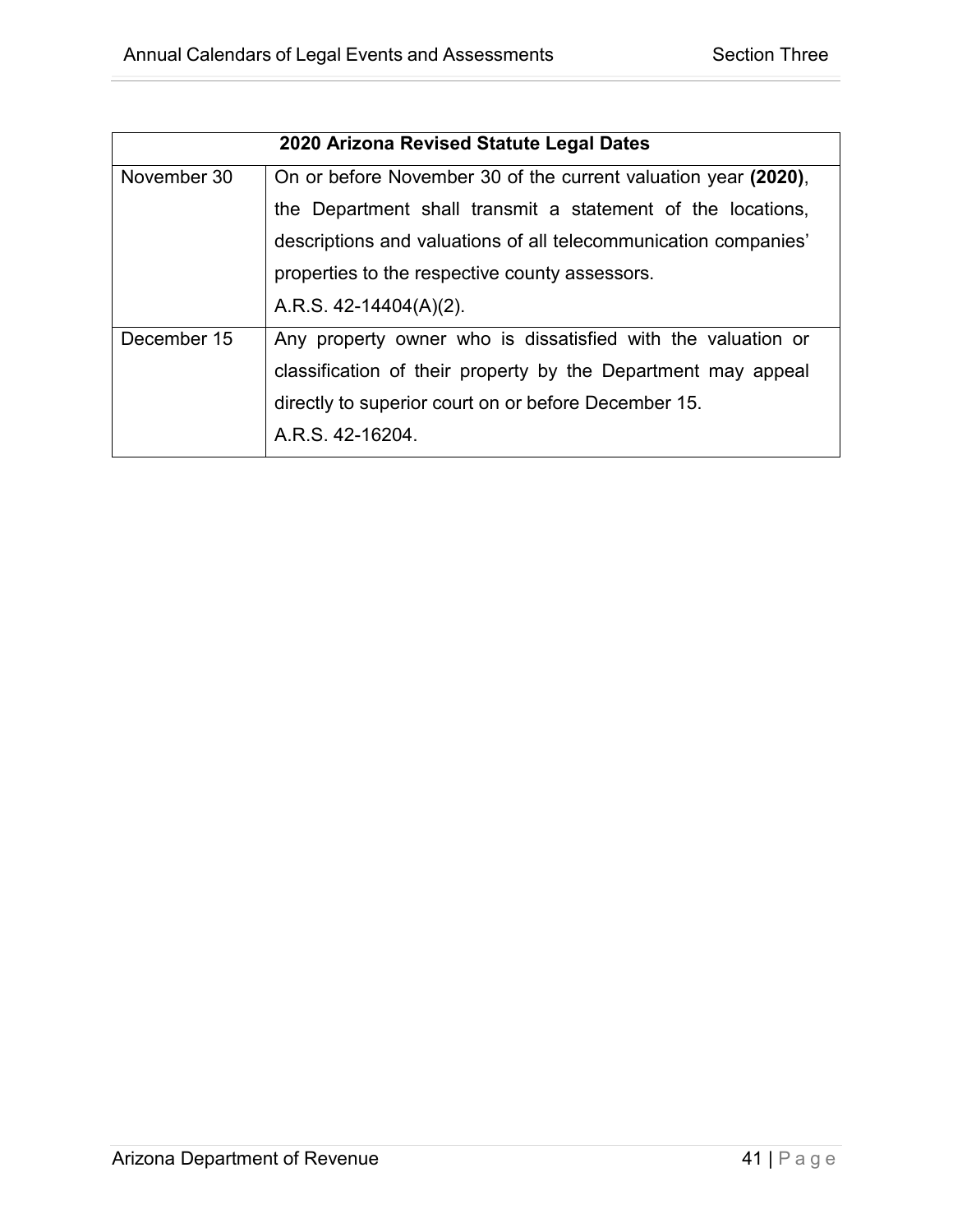| 2020 Arizona Revised Statute Legal Dates | |
|---|---|
| November 30 | On or before November 30 of the current valuation year **(2020)**, the Department shall transmit a statement of the locations, descriptions and valuations of all telecommunication companies' properties to the respective county assessors. A.R.S. 42-14404(A)(2). |
| December 15 | Any property owner who is dissatisfied with the valuation or classification of their property by the Department may appeal directly to superior court on or before December 15. A.R.S. 42-16204. |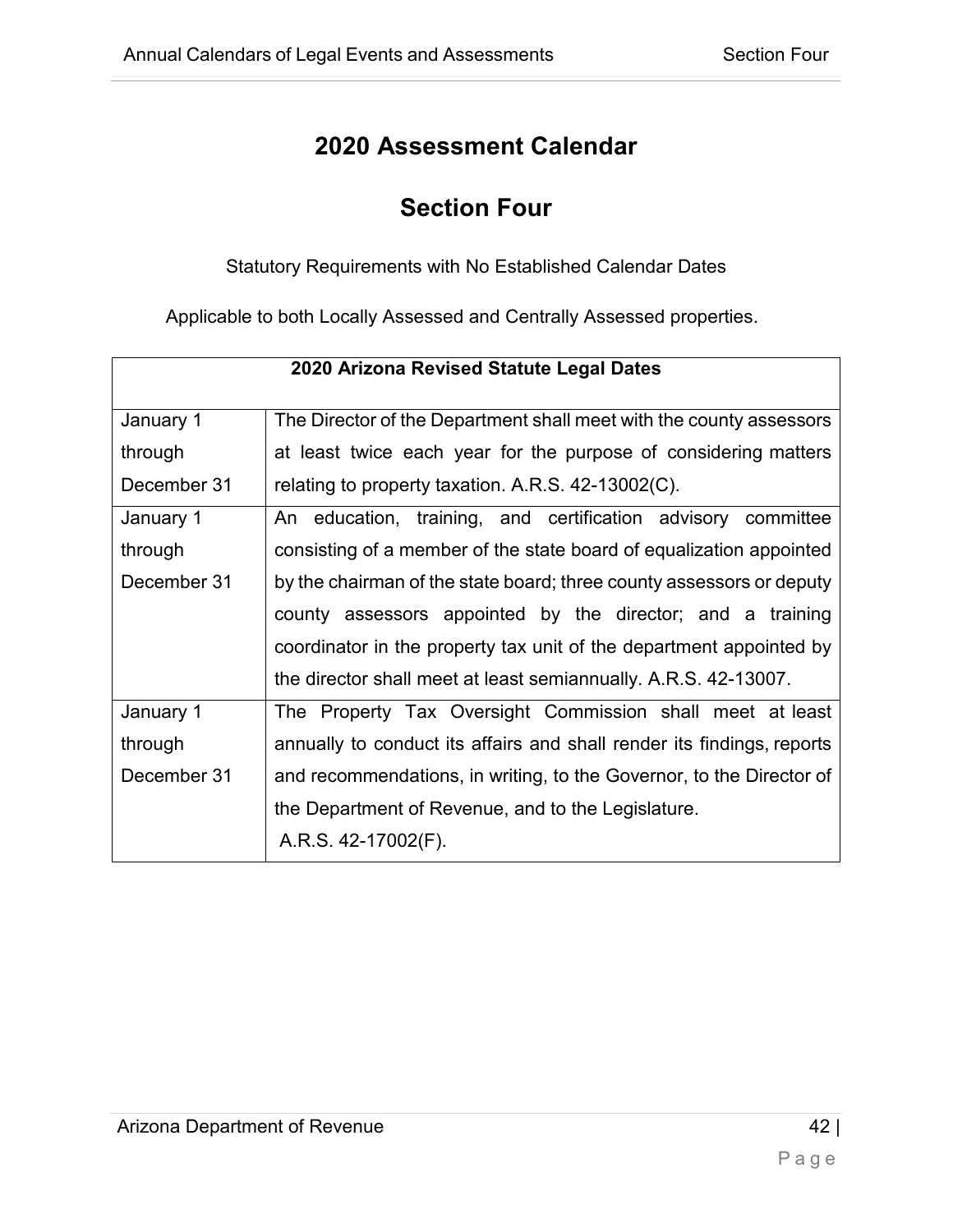# 2020 Assessment Calendar

## Section Four

Statutory Requirements with No Established Calendar Dates

Applicable to both Locally Assessed and Centrally Assessed properties.

| 2020 Arizona Revised Statute Legal Dates | |
|---|---|
| January 1 through December 31 | The Director of the Department shall meet with the county assessors at least twice each year for the purpose of considering matters relating to property taxation. A.R.S. 42-13002(C). |
| January 1 through December 31 | An education, training, and certification advisory committee consisting of a member of the state board of equalization appointed by the chairman of the state board; three county assessors or deputy county assessors appointed by the director; and a training coordinator in the property tax unit of the department appointed by the director shall meet at least semiannually. A.R.S. 42-13007. |
| January 1 through December 31 | The Property Tax Oversight Commission shall meet at least annually to conduct its affairs and shall render its findings, reports and recommendations, in writing, to the Governor, to the Director of the Department of Revenue, and to the Legislature. A.R.S. 42-17002(F). |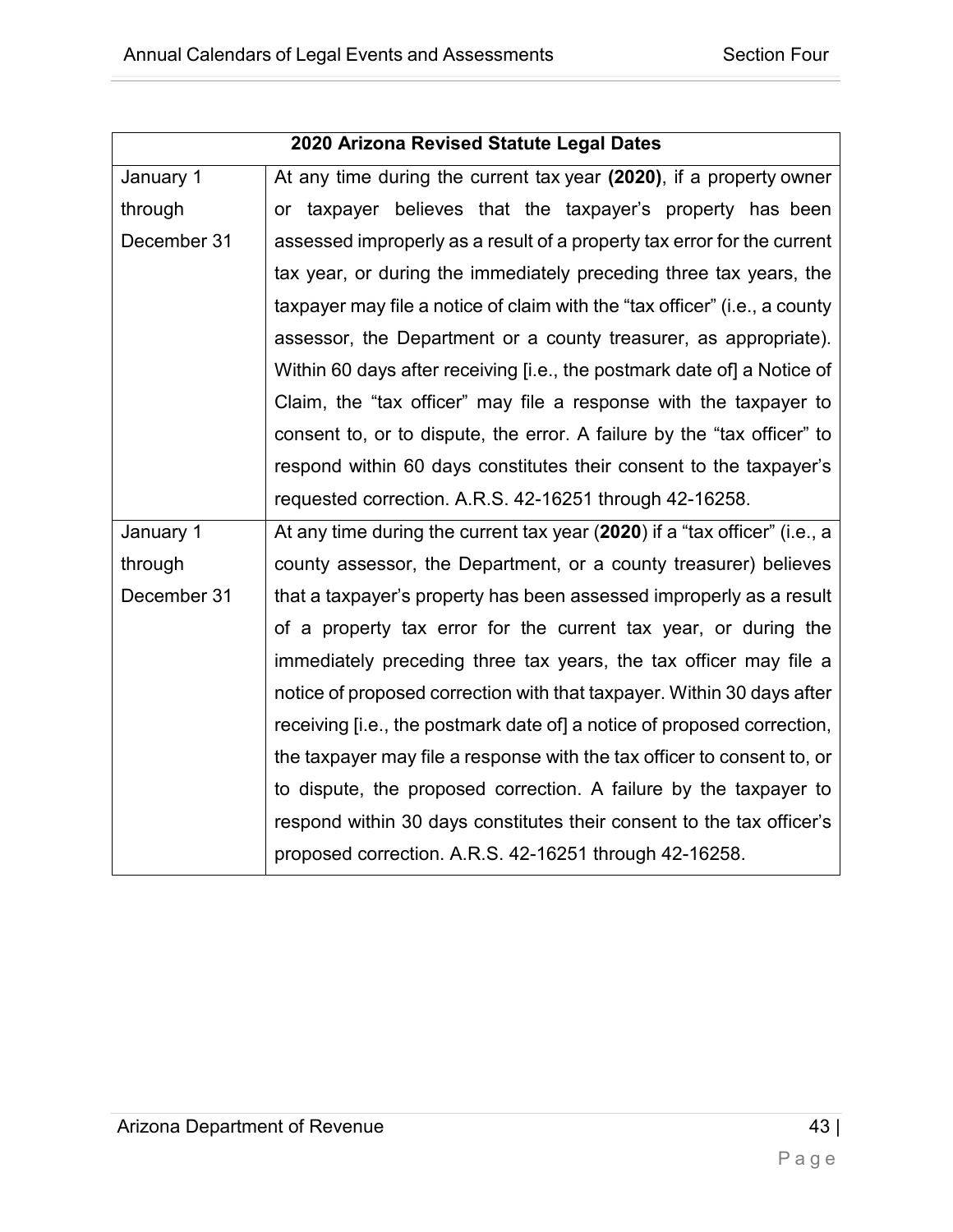| 2020 Arizona Revised Statute Legal Dates | |
|---|---|
| January 1 through December 31 | At any time during the current tax year **(2020)**, if a property owner or taxpayer believes that the taxpayer's property has been assessed improperly as a result of a property tax error for the current tax year, or during the immediately preceding three tax years, the taxpayer may file a notice of claim with the "tax officer" (i.e., a county assessor, the Department or a county treasurer, as appropriate). Within 60 days after receiving [i.e., the postmark date of] a Notice of Claim, the "tax officer" may file a response with the taxpayer to consent to, or to dispute, the error. A failure by the "tax officer" to respond within 60 days constitutes their consent to the taxpayer's requested correction. A.R.S. 42-16251 through 42-16258. |
| January 1 through December 31 | At any time during the current tax year (**2020**) if a "tax officer" (i.e., a county assessor, the Department, or a county treasurer) believes that a taxpayer's property has been assessed improperly as a result of a property tax error for the current tax year, or during the immediately preceding three tax years, the tax officer may file a notice of proposed correction with that taxpayer. Within 30 days after receiving [i.e., the postmark date of] a notice of proposed correction, the taxpayer may file a response with the tax officer to consent to, or to dispute, the proposed correction. A failure by the taxpayer to respond within 30 days constitutes their consent to the tax officer's proposed correction. A.R.S. 42-16251 through 42-16258. |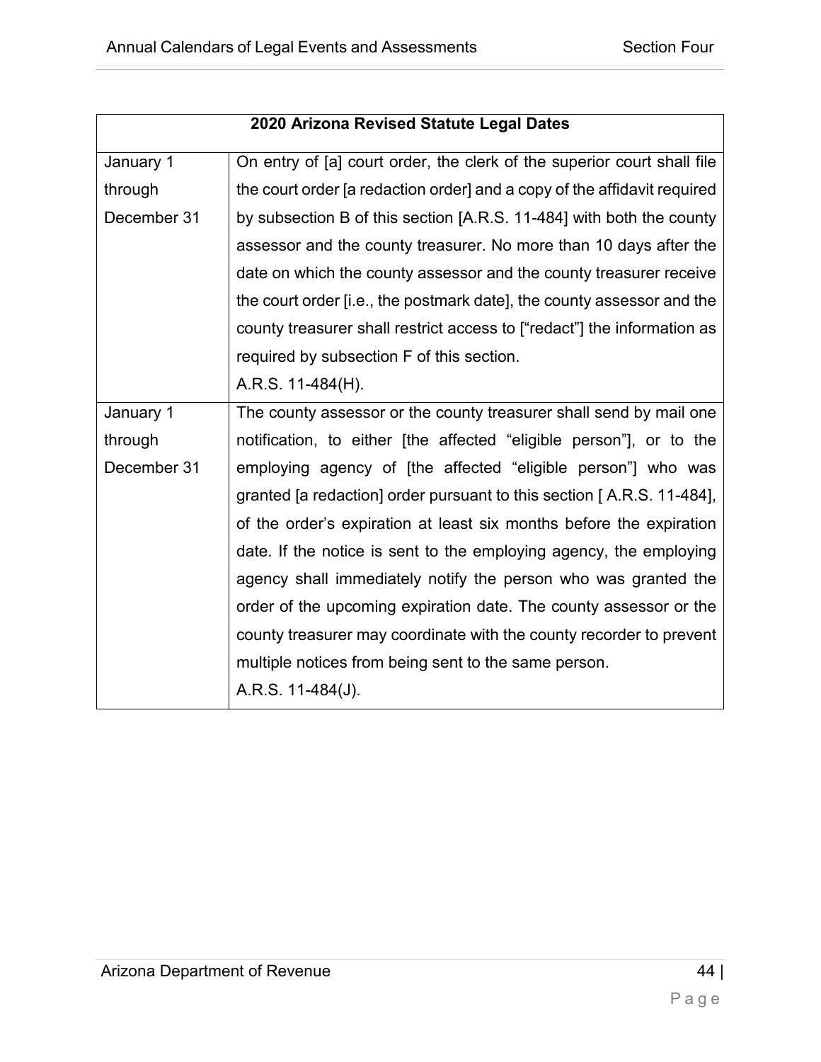| 2020 Arizona Revised Statute Legal Dates | |
|---|---|
| January 1 through December 31 | On entry of [a] court order, the clerk of the superior court shall file the court order [a redaction order] and a copy of the affidavit required by subsection B of this section [A.R.S. 11-484] with both the county assessor and the county treasurer. No more than 10 days after the date on which the county assessor and the county treasurer receive the court order [i.e., the postmark date], the county assessor and the county treasurer shall restrict access to ["redact"] the information as required by subsection F of this section.<br>A.R.S. 11-484(H). |
| January 1 through December 31 | The county assessor or the county treasurer shall send by mail one notification, to either [the affected "eligible person"], or to the employing agency of [the affected "eligible person"] who was granted [a redaction] order pursuant to this section [ A.R.S. 11-484], of the order's expiration at least six months before the expiration date. If the notice is sent to the employing agency, the employing agency shall immediately notify the person who was granted the order of the upcoming expiration date. The county assessor or the county treasurer may coordinate with the county recorder to prevent multiple notices from being sent to the same person.<br>A.R.S. 11-484(J). |